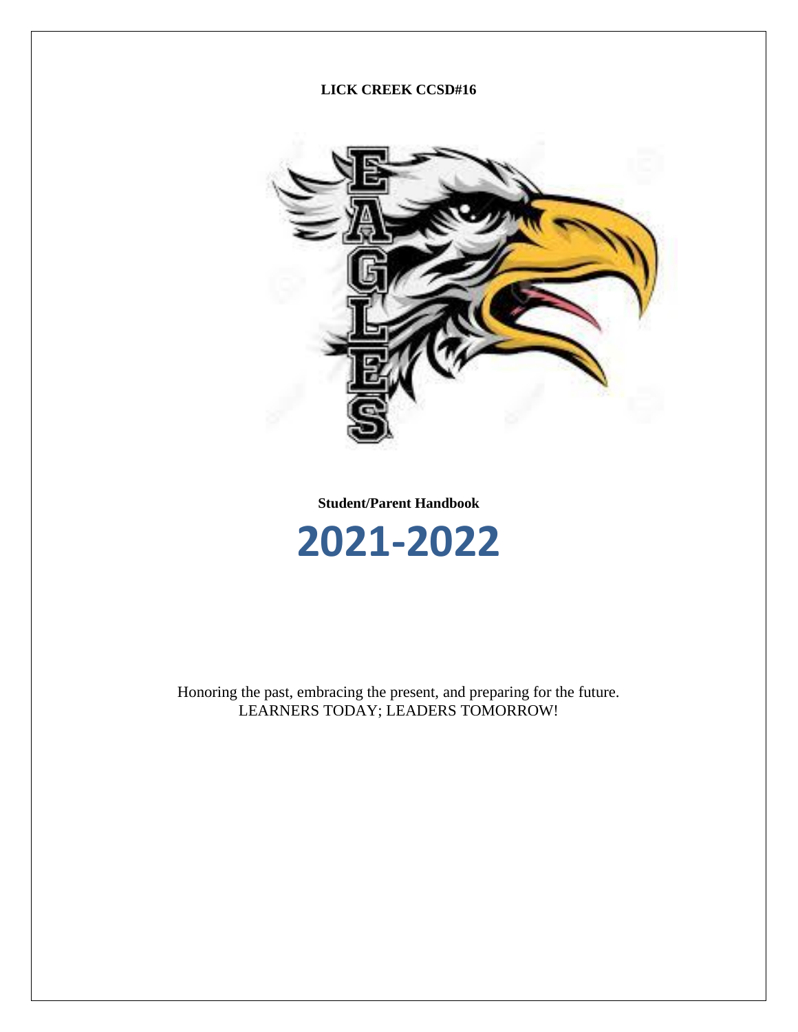**LICK CREEK CCSD#16**

**Student/Parent Handbook**

# 2021-2022

Honoring the past, embracing the present, and preparing for the future.
LEARNERS TODAY; LEADERS TOMORROW!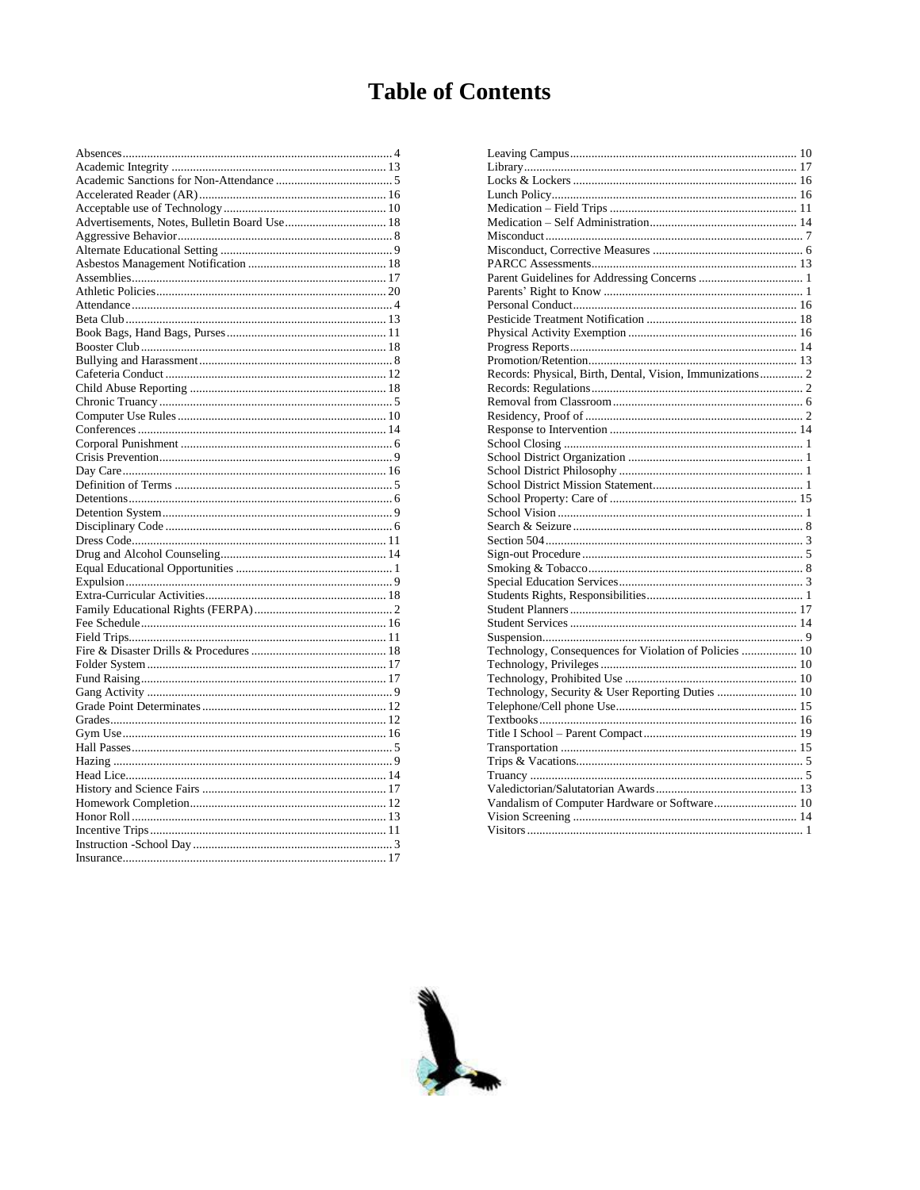# Table of Contents

| | |
|---|---|
| Absences | 4 |
| Academic Integrity | 13 |
| Academic Sanctions for Non-Attendance | 5 |
| Accelerated Reader (AR) | 16 |
| Acceptable use of Technology | 10 |
| Advertisements, Notes, Bulletin Board Use | 18 |
| Aggressive Behavior | 8 |
| Alternate Educational Setting | 9 |
| Asbestos Management Notification | 18 |
| Assemblies | 17 |
| Athletic Policies | 20 |
| Attendance | 4 |
| Beta Club | 13 |
| Book Bags, Hand Bags, Purses | 11 |
| Booster Club | 18 |
| Bullying and Harassment | 8 |
| Cafeteria Conduct | 12 |
| Child Abuse Reporting | 18 |
| Chronic Truancy | 5 |
| Computer Use Rules | 10 |
| Conferences | 14 |
| Corporal Punishment | 6 |
| Crisis Prevention | 9 |
| Day Care | 16 |
| Definition of Terms | 5 |
| Detentions | 6 |
| Detention System | 9 |
| Disciplinary Code | 6 |
| Dress Code | 11 |
| Drug and Alcohol Counseling | 14 |
| Equal Educational Opportunities | 1 |
| Expulsion | 9 |
| Extra-Curricular Activities | 18 |
| Family Educational Rights (FERPA) | 2 |
| Fee Schedule | 16 |
| Field Trips | 11 |
| Fire & Disaster Drills & Procedures | 18 |
| Folder System | 17 |
| Fund Raising | 17 |
| Gang Activity | 9 |
| Grade Point Determinates | 12 |
| Grades | 12 |
| Gym Use | 16 |
| Hall Passes | 5 |
| Hazing | 9 |
| Head Lice | 14 |
| History and Science Fairs | 17 |
| Homework Completion | 12 |
| Honor Roll | 13 |
| Incentive Trips | 11 |
| Instruction -School Day | 3 |
| Insurance | 17 |
| Leaving Campus | 10 |
| Library | 17 |
| Locks & Lockers | 16 |
| Lunch Policy | 16 |
| Medication – Field Trips | 11 |
| Medication – Self Administration | 14 |
| Misconduct | 7 |
| Misconduct, Corrective Measures | 6 |
| PARCC Assessments | 13 |
| Parent Guidelines for Addressing Concerns | 1 |
| Parents' Right to Know | 1 |
| Personal Conduct | 16 |
| Pesticide Treatment Notification | 18 |
| Physical Activity Exemption | 16 |
| Progress Reports | 14 |
| Promotion/Retention | 13 |
| Records: Physical, Birth, Dental, Vision, Immunizations | 2 |
| Records: Regulations | 2 |
| Removal from Classroom | 6 |
| Residency, Proof of | 2 |
| Response to Intervention | 14 |
| School Closing | 1 |
| School District Organization | 1 |
| School District Philosophy | 1 |
| School District Mission Statement | 1 |
| School Property: Care of | 15 |
| School Vision | 1 |
| Search & Seizure | 8 |
| Section 504 | 3 |
| Sign-out Procedure | 5 |
| Smoking & Tobacco | 8 |
| Special Education Services | 3 |
| Students Rights, Responsibilities | 1 |
| Student Planners | 17 |
| Student Services | 14 |
| Suspension | 9 |
| Technology, Consequences for Violation of Policies | 10 |
| Technology, Privileges | 10 |
| Technology, Prohibited Use | 10 |
| Technology, Security & User Reporting Duties | 10 |
| Telephone/Cell phone Use | 15 |
| Textbooks | 16 |
| Title I School – Parent Compact | 19 |
| Transportation | 15 |
| Trips & Vacations | 5 |
| Truancy | 5 |
| Valedictorian/Salutatorian Awards | 13 |
| Vandalism of Computer Hardware or Software | 10 |
| Vision Screening | 14 |
| Visitors | 1 |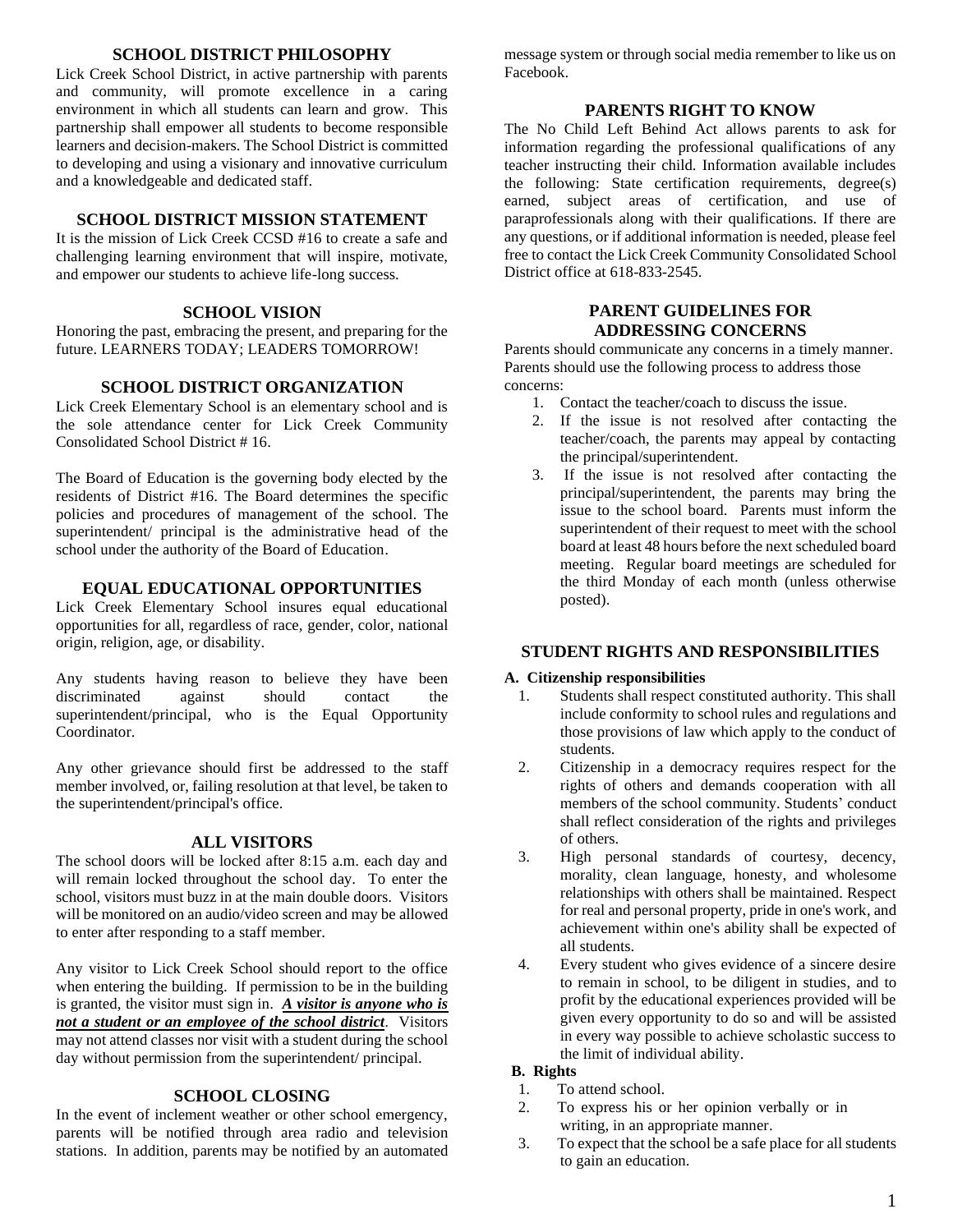## SCHOOL DISTRICT PHILOSOPHY

Lick Creek School District, in active partnership with parents and community, will promote excellence in a caring environment in which all students can learn and grow. This partnership shall empower all students to become responsible learners and decision-makers. The School District is committed to developing and using a visionary and innovative curriculum and a knowledgeable and dedicated staff.

## SCHOOL DISTRICT MISSION STATEMENT

It is the mission of Lick Creek CCSD #16 to create a safe and challenging learning environment that will inspire, motivate, and empower our students to achieve life-long success.

## SCHOOL VISION

Honoring the past, embracing the present, and preparing for the future. LEARNERS TODAY; LEADERS TOMORROW!

## SCHOOL DISTRICT ORGANIZATION

Lick Creek Elementary School is an elementary school and is the sole attendance center for Lick Creek Community Consolidated School District # 16.

The Board of Education is the governing body elected by the residents of District #16. The Board determines the specific policies and procedures of management of the school. The superintendent/ principal is the administrative head of the school under the authority of the Board of Education.

## EQUAL EDUCATIONAL OPPORTUNITIES

Lick Creek Elementary School insures equal educational opportunities for all, regardless of race, gender, color, national origin, religion, age, or disability.

Any students having reason to believe they have been discriminated against should contact the superintendent/principal, who is the Equal Opportunity Coordinator.

Any other grievance should first be addressed to the staff member involved, or, failing resolution at that level, be taken to the superintendent/principal's office.

## ALL VISITORS

The school doors will be locked after 8:15 a.m. each day and will remain locked throughout the school day. To enter the school, visitors must buzz in at the main double doors. Visitors will be monitored on an audio/video screen and may be allowed to enter after responding to a staff member.

Any visitor to Lick Creek School should report to the office when entering the building. If permission to be in the building is granted, the visitor must sign in. ***A visitor is anyone who is not a student or an employee of the school district***. Visitors may not attend classes nor visit with a student during the school day without permission from the superintendent/ principal.

## SCHOOL CLOSING

In the event of inclement weather or other school emergency, parents will be notified through area radio and television stations. In addition, parents may be notified by an automated message system or through social media remember to like us on Facebook.

## PARENTS RIGHT TO KNOW

The No Child Left Behind Act allows parents to ask for information regarding the professional qualifications of any teacher instructing their child. Information available includes the following: State certification requirements, degree(s) earned, subject areas of certification, and use of paraprofessionals along with their qualifications. If there are any questions, or if additional information is needed, please feel free to contact the Lick Creek Community Consolidated School District office at 618-833-2545.

## PARENT GUIDELINES FOR ADDRESSING CONCERNS

Parents should communicate any concerns in a timely manner. Parents should use the following process to address those concerns:

1. Contact the teacher/coach to discuss the issue.
2. If the issue is not resolved after contacting the teacher/coach, the parents may appeal by contacting the principal/superintendent.
3. If the issue is not resolved after contacting the principal/superintendent, the parents may bring the issue to the school board. Parents must inform the superintendent of their request to meet with the school board at least 48 hours before the next scheduled board meeting. Regular board meetings are scheduled for the third Monday of each month (unless otherwise posted).

## STUDENT RIGHTS AND RESPONSIBILITIES

**A. Citizenship responsibilities**

1. Students shall respect constituted authority. This shall include conformity to school rules and regulations and those provisions of law which apply to the conduct of students.
2. Citizenship in a democracy requires respect for the rights of others and demands cooperation with all members of the school community. Students' conduct shall reflect consideration of the rights and privileges of others.
3. High personal standards of courtesy, decency, morality, clean language, honesty, and wholesome relationships with others shall be maintained. Respect for real and personal property, pride in one's work, and achievement within one's ability shall be expected of all students.
4. Every student who gives evidence of a sincere desire to remain in school, to be diligent in studies, and to profit by the educational experiences provided will be given every opportunity to do so and will be assisted in every way possible to achieve scholastic success to the limit of individual ability.

**B. Rights**

1. To attend school.
2. To express his or her opinion verbally or in writing, in an appropriate manner.
3. To expect that the school be a safe place for all students to gain an education.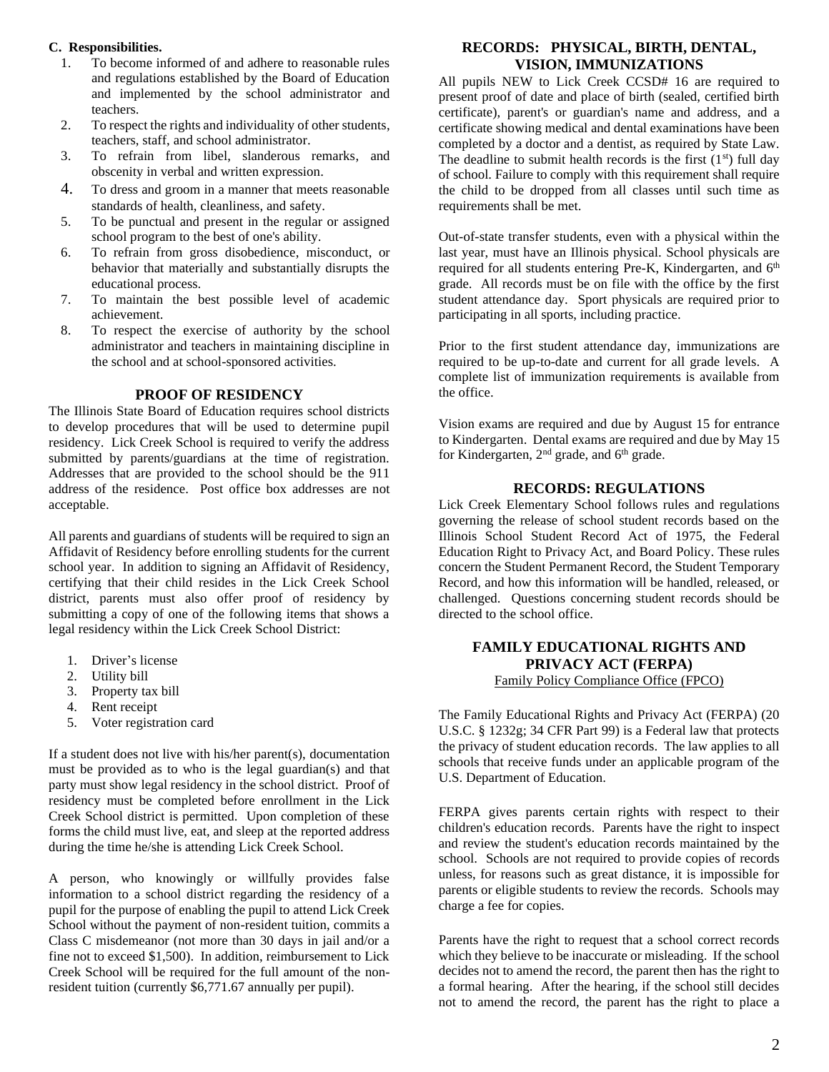**C. Responsibilities.**

1. To become informed of and adhere to reasonable rules and regulations established by the Board of Education and implemented by the school administrator and teachers.
2. To respect the rights and individuality of other students, teachers, staff, and school administrator.
3. To refrain from libel, slanderous remarks, and obscenity in verbal and written expression.
4. To dress and groom in a manner that meets reasonable standards of health, cleanliness, and safety.
5. To be punctual and present in the regular or assigned school program to the best of one's ability.
6. To refrain from gross disobedience, misconduct, or behavior that materially and substantially disrupts the educational process.
7. To maintain the best possible level of academic achievement.
8. To respect the exercise of authority by the school administrator and teachers in maintaining discipline in the school and at school-sponsored activities.

## PROOF OF RESIDENCY

The Illinois State Board of Education requires school districts to develop procedures that will be used to determine pupil residency. Lick Creek School is required to verify the address submitted by parents/guardians at the time of registration. Addresses that are provided to the school should be the 911 address of the residence. Post office box addresses are not acceptable.

All parents and guardians of students will be required to sign an Affidavit of Residency before enrolling students for the current school year. In addition to signing an Affidavit of Residency, certifying that their child resides in the Lick Creek School district, parents must also offer proof of residency by submitting a copy of one of the following items that shows a legal residency within the Lick Creek School District:

1. Driver's license
2. Utility bill
3. Property tax bill
4. Rent receipt
5. Voter registration card

If a student does not live with his/her parent(s), documentation must be provided as to who is the legal guardian(s) and that party must show legal residency in the school district. Proof of residency must be completed before enrollment in the Lick Creek School district is permitted. Upon completion of these forms the child must live, eat, and sleep at the reported address during the time he/she is attending Lick Creek School.

A person, who knowingly or willfully provides false information to a school district regarding the residency of a pupil for the purpose of enabling the pupil to attend Lick Creek School without the payment of non-resident tuition, commits a Class C misdemeanor (not more than 30 days in jail and/or a fine not to exceed $1,500). In addition, reimbursement to Lick Creek School will be required for the full amount of the non-resident tuition (currently $6,771.67 annually per pupil).

## RECORDS: PHYSICAL, BIRTH, DENTAL, VISION, IMMUNIZATIONS

All pupils NEW to Lick Creek CCSD# 16 are required to present proof of date and place of birth (sealed, certified birth certificate), parent's or guardian's name and address, and a certificate showing medical and dental examinations have been completed by a doctor and a dentist, as required by State Law. The deadline to submit health records is the first (1st) full day of school. Failure to comply with this requirement shall require the child to be dropped from all classes until such time as requirements shall be met.

Out-of-state transfer students, even with a physical within the last year, must have an Illinois physical. School physicals are required for all students entering Pre-K, Kindergarten, and 6th grade. All records must be on file with the office by the first student attendance day. Sport physicals are required prior to participating in all sports, including practice.

Prior to the first student attendance day, immunizations are required to be up-to-date and current for all grade levels. A complete list of immunization requirements is available from the office.

Vision exams are required and due by August 15 for entrance to Kindergarten. Dental exams are required and due by May 15 for Kindergarten, 2nd grade, and 6th grade.

## RECORDS: REGULATIONS

Lick Creek Elementary School follows rules and regulations governing the release of school student records based on the Illinois School Student Record Act of 1975, the Federal Education Right to Privacy Act, and Board Policy. These rules concern the Student Permanent Record, the Student Temporary Record, and how this information will be handled, released, or challenged. Questions concerning student records should be directed to the school office.

## FAMILY EDUCATIONAL RIGHTS AND PRIVACY ACT (FERPA)

Family Policy Compliance Office (FPCO)

The Family Educational Rights and Privacy Act (FERPA) (20 U.S.C. § 1232g; 34 CFR Part 99) is a Federal law that protects the privacy of student education records. The law applies to all schools that receive funds under an applicable program of the U.S. Department of Education.

FERPA gives parents certain rights with respect to their children's education records. Parents have the right to inspect and review the student's education records maintained by the school. Schools are not required to provide copies of records unless, for reasons such as great distance, it is impossible for parents or eligible students to review the records. Schools may charge a fee for copies.

Parents have the right to request that a school correct records which they believe to be inaccurate or misleading. If the school decides not to amend the record, the parent then has the right to a formal hearing. After the hearing, if the school still decides not to amend the record, the parent has the right to place a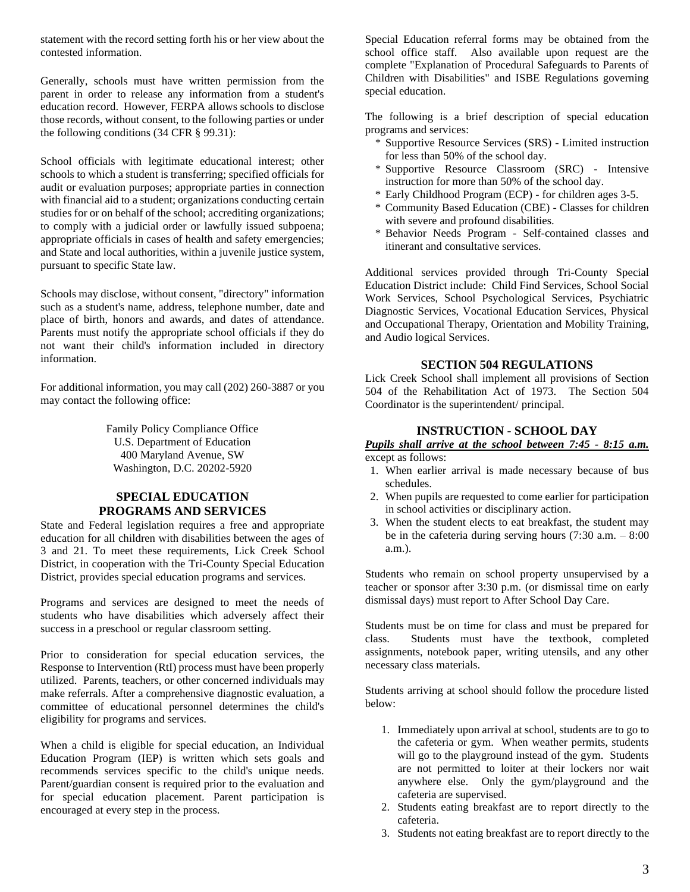statement with the record setting forth his or her view about the contested information.

Generally, schools must have written permission from the parent in order to release any information from a student's education record. However, FERPA allows schools to disclose those records, without consent, to the following parties or under the following conditions (34 CFR § 99.31):

School officials with legitimate educational interest; other schools to which a student is transferring; specified officials for audit or evaluation purposes; appropriate parties in connection with financial aid to a student; organizations conducting certain studies for or on behalf of the school; accrediting organizations; to comply with a judicial order or lawfully issued subpoena; appropriate officials in cases of health and safety emergencies; and State and local authorities, within a juvenile justice system, pursuant to specific State law.

Schools may disclose, without consent, "directory" information such as a student's name, address, telephone number, date and place of birth, honors and awards, and dates of attendance. Parents must notify the appropriate school officials if they do not want their child's information included in directory information.

For additional information, you may call (202) 260-3887 or you may contact the following office:

Family Policy Compliance Office
U.S. Department of Education
400 Maryland Avenue, SW
Washington, D.C. 20202-5920

## SPECIAL EDUCATION PROGRAMS AND SERVICES

State and Federal legislation requires a free and appropriate education for all children with disabilities between the ages of 3 and 21. To meet these requirements, Lick Creek School District, in cooperation with the Tri-County Special Education District, provides special education programs and services.

Programs and services are designed to meet the needs of students who have disabilities which adversely affect their success in a preschool or regular classroom setting.

Prior to consideration for special education services, the Response to Intervention (RtI) process must have been properly utilized. Parents, teachers, or other concerned individuals may make referrals. After a comprehensive diagnostic evaluation, a committee of educational personnel determines the child's eligibility for programs and services.

When a child is eligible for special education, an Individual Education Program (IEP) is written which sets goals and recommends services specific to the child's unique needs. Parent/guardian consent is required prior to the evaluation and for special education placement. Parent participation is encouraged at every step in the process.

Special Education referral forms may be obtained from the school office staff. Also available upon request are the complete "Explanation of Procedural Safeguards to Parents of Children with Disabilities" and ISBE Regulations governing special education.

The following is a brief description of special education programs and services:

* Supportive Resource Services (SRS) - Limited instruction for less than 50% of the school day.
* Supportive Resource Classroom (SRC) - Intensive instruction for more than 50% of the school day.
* Early Childhood Program (ECP) - for children ages 3-5.
* Community Based Education (CBE) - Classes for children with severe and profound disabilities.
* Behavior Needs Program - Self-contained classes and itinerant and consultative services.

Additional services provided through Tri-County Special Education District include: Child Find Services, School Social Work Services, School Psychological Services, Psychiatric Diagnostic Services, Vocational Education Services, Physical and Occupational Therapy, Orientation and Mobility Training, and Audio logical Services.

## SECTION 504 REGULATIONS

Lick Creek School shall implement all provisions of Section 504 of the Rehabilitation Act of 1973. The Section 504 Coordinator is the superintendent/ principal.

## INSTRUCTION - SCHOOL DAY

***Pupils shall arrive at the school between 7:45 - 8:15 a.m.*** except as follows:

1. When earlier arrival is made necessary because of bus schedules.
2. When pupils are requested to come earlier for participation in school activities or disciplinary action.
3. When the student elects to eat breakfast, the student may be in the cafeteria during serving hours (7:30 a.m. – 8:00 a.m.).

Students who remain on school property unsupervised by a teacher or sponsor after 3:30 p.m. (or dismissal time on early dismissal days) must report to After School Day Care.

Students must be on time for class and must be prepared for class. Students must have the textbook, completed assignments, notebook paper, writing utensils, and any other necessary class materials.

Students arriving at school should follow the procedure listed below:

1. Immediately upon arrival at school, students are to go to the cafeteria or gym. When weather permits, students will go to the playground instead of the gym. Students are not permitted to loiter at their lockers nor wait anywhere else. Only the gym/playground and the cafeteria are supervised.
2. Students eating breakfast are to report directly to the cafeteria.
3. Students not eating breakfast are to report directly to the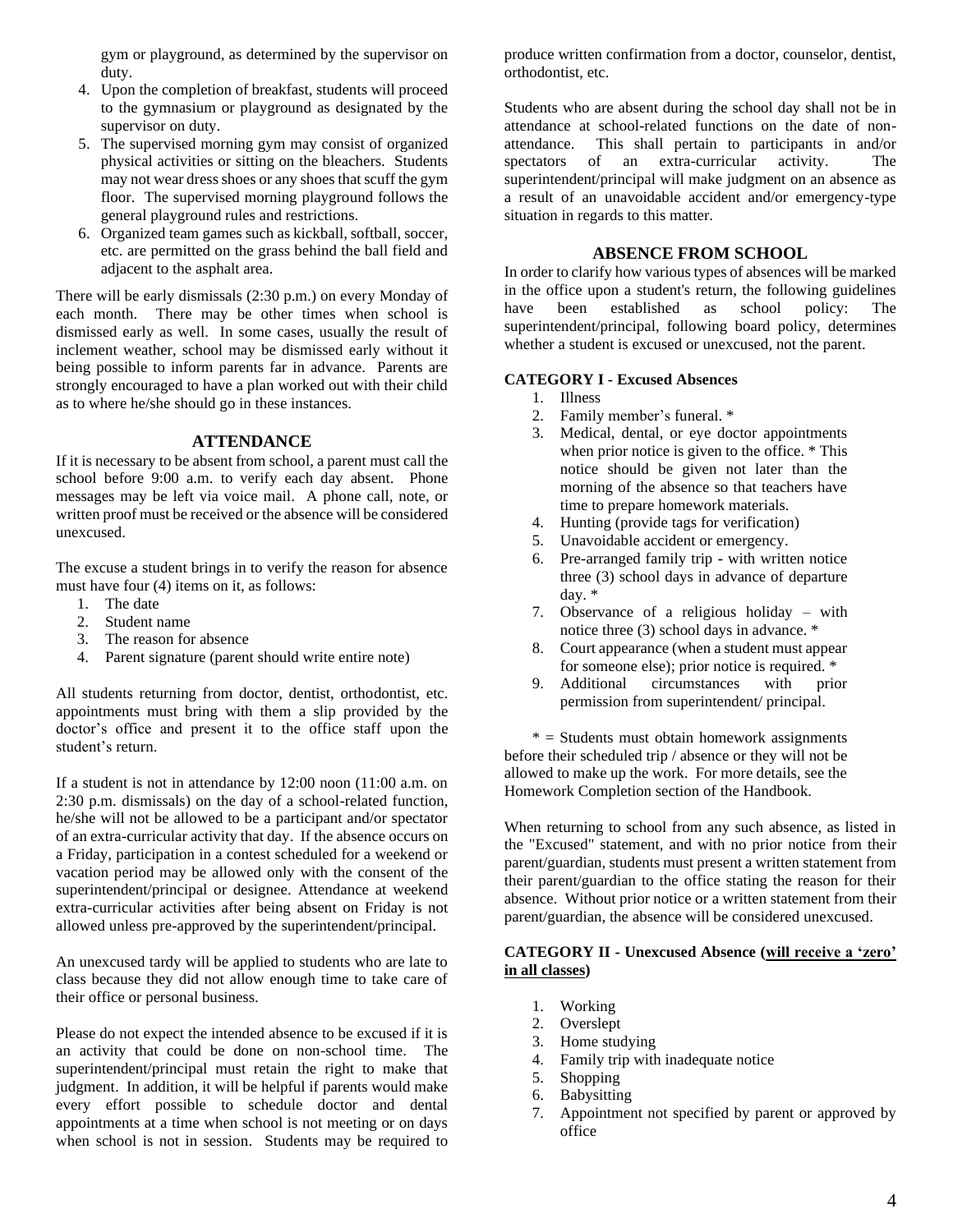gym or playground, as determined by the supervisor on duty.

4. Upon the completion of breakfast, students will proceed to the gymnasium or playground as designated by the supervisor on duty.
5. The supervised morning gym may consist of organized physical activities or sitting on the bleachers. Students may not wear dress shoes or any shoes that scuff the gym floor. The supervised morning playground follows the general playground rules and restrictions.
6. Organized team games such as kickball, softball, soccer, etc. are permitted on the grass behind the ball field and adjacent to the asphalt area.

There will be early dismissals (2:30 p.m.) on every Monday of each month. There may be other times when school is dismissed early as well. In some cases, usually the result of inclement weather, school may be dismissed early without it being possible to inform parents far in advance. Parents are strongly encouraged to have a plan worked out with their child as to where he/she should go in these instances.

## ATTENDANCE

If it is necessary to be absent from school, a parent must call the school before 9:00 a.m. to verify each day absent. Phone messages may be left via voice mail. A phone call, note, or written proof must be received or the absence will be considered unexcused.

The excuse a student brings in to verify the reason for absence must have four (4) items on it, as follows:

1. The date
2. Student name
3. The reason for absence
4. Parent signature (parent should write entire note)

All students returning from doctor, dentist, orthodontist, etc. appointments must bring with them a slip provided by the doctor's office and present it to the office staff upon the student's return.

If a student is not in attendance by 12:00 noon (11:00 a.m. on 2:30 p.m. dismissals) on the day of a school-related function, he/she will not be allowed to be a participant and/or spectator of an extra-curricular activity that day. If the absence occurs on a Friday, participation in a contest scheduled for a weekend or vacation period may be allowed only with the consent of the superintendent/principal or designee. Attendance at weekend extra-curricular activities after being absent on Friday is not allowed unless pre-approved by the superintendent/principal.

An unexcused tardy will be applied to students who are late to class because they did not allow enough time to take care of their office or personal business.

Please do not expect the intended absence to be excused if it is an activity that could be done on non-school time. The superintendent/principal must retain the right to make that judgment. In addition, it will be helpful if parents would make every effort possible to schedule doctor and dental appointments at a time when school is not meeting or on days when school is not in session. Students may be required to produce written confirmation from a doctor, counselor, dentist, orthodontist, etc.

Students who are absent during the school day shall not be in attendance at school-related functions on the date of non-attendance. This shall pertain to participants in and/or spectators of an extra-curricular activity. The superintendent/principal will make judgment on an absence as a result of an unavoidable accident and/or emergency-type situation in regards to this matter.

## ABSENCE FROM SCHOOL

In order to clarify how various types of absences will be marked in the office upon a student's return, the following guidelines have been established as school policy: The superintendent/principal, following board policy, determines whether a student is excused or unexcused, not the parent.

**CATEGORY I - Excused Absences**

1. Illness
2. Family member's funeral. *
3. Medical, dental, or eye doctor appointments when prior notice is given to the office. * This notice should be given not later than the morning of the absence so that teachers have time to prepare homework materials.
4. Hunting (provide tags for verification)
5. Unavoidable accident or emergency.
6. Pre-arranged family trip - with written notice three (3) school days in advance of departure day. *
7. Observance of a religious holiday – with notice three (3) school days in advance. *
8. Court appearance (when a student must appear for someone else); prior notice is required. *
9. Additional circumstances with prior permission from superintendent/ principal.

* = Students must obtain homework assignments before their scheduled trip / absence or they will not be allowed to make up the work. For more details, see the Homework Completion section of the Handbook.

When returning to school from any such absence, as listed in the "Excused" statement, and with no prior notice from their parent/guardian, students must present a written statement from their parent/guardian to the office stating the reason for their absence. Without prior notice or a written statement from their parent/guardian, the absence will be considered unexcused.

**CATEGORY II - Unexcused Absence (<u>will receive a 'zero' in all classes</u>)**

1. Working
2. Overslept
3. Home studying
4. Family trip with inadequate notice
5. Shopping
6. Babysitting
7. Appointment not specified by parent or approved by office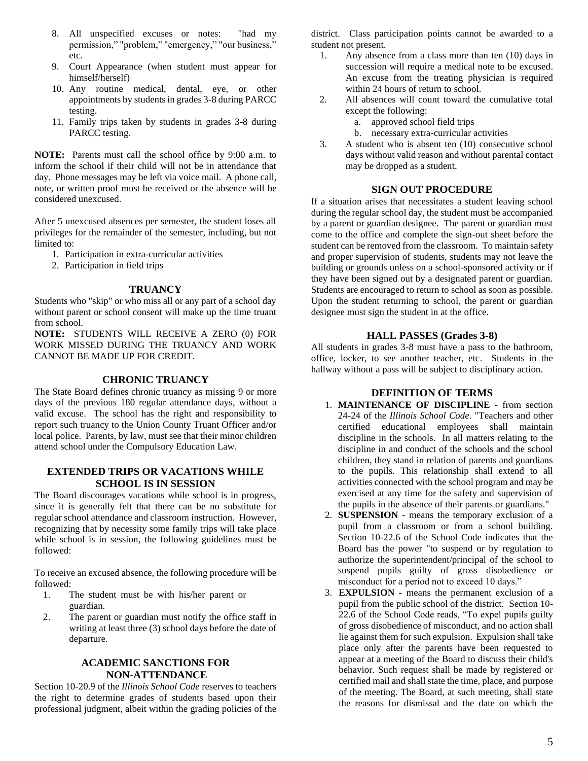8. All unspecified excuses or notes: "had my permission," "problem," "emergency," "our business," etc.
9. Court Appearance (when student must appear for himself/herself)
10. Any routine medical, dental, eye, or other appointments by students in grades 3-8 during PARCC testing.
11. Family trips taken by students in grades 3-8 during PARCC testing.

**NOTE:** Parents must call the school office by 9:00 a.m. to inform the school if their child will not be in attendance that day. Phone messages may be left via voice mail. A phone call, note, or written proof must be received or the absence will be considered unexcused.

After 5 unexcused absences per semester, the student loses all privileges for the remainder of the semester, including, but not limited to:

1. Participation in extra-curricular activities
2. Participation in field trips

## TRUANCY

Students who "skip" or who miss all or any part of a school day without parent or school consent will make up the time truant from school.

**NOTE:** STUDENTS WILL RECEIVE A ZERO (0) FOR WORK MISSED DURING THE TRUANCY AND WORK CANNOT BE MADE UP FOR CREDIT.

## CHRONIC TRUANCY

The State Board defines chronic truancy as missing 9 or more days of the previous 180 regular attendance days, without a valid excuse. The school has the right and responsibility to report such truancy to the Union County Truant Officer and/or local police. Parents, by law, must see that their minor children attend school under the Compulsory Education Law.

## EXTENDED TRIPS OR VACATIONS WHILE SCHOOL IS IN SESSION

The Board discourages vacations while school is in progress, since it is generally felt that there can be no substitute for regular school attendance and classroom instruction. However, recognizing that by necessity some family trips will take place while school is in session, the following guidelines must be followed:

To receive an excused absence, the following procedure will be followed:

1. The student must be with his/her parent or guardian.
2. The parent or guardian must notify the office staff in writing at least three (3) school days before the date of departure.

## ACADEMIC SANCTIONS FOR NON-ATTENDANCE

Section 10-20.9 of the *Illinois School Code* reserves to teachers the right to determine grades of students based upon their professional judgment, albeit within the grading policies of the district. Class participation points cannot be awarded to a student not present.

1. Any absence from a class more than ten (10) days in succession will require a medical note to be excused. An excuse from the treating physician is required within 24 hours of return to school.
2. All absences will count toward the cumulative total except the following:
   a. approved school field trips
   b. necessary extra-curricular activities
3. A student who is absent ten (10) consecutive school days without valid reason and without parental contact may be dropped as a student.

## SIGN OUT PROCEDURE

If a situation arises that necessitates a student leaving school during the regular school day, the student must be accompanied by a parent or guardian designee. The parent or guardian must come to the office and complete the sign-out sheet before the student can be removed from the classroom. To maintain safety and proper supervision of students, students may not leave the building or grounds unless on a school-sponsored activity or if they have been signed out by a designated parent or guardian. Students are encouraged to return to school as soon as possible. Upon the student returning to school, the parent or guardian designee must sign the student in at the office.

## HALL PASSES (Grades 3-8)

All students in grades 3-8 must have a pass to the bathroom, office, locker, to see another teacher, etc. Students in the hallway without a pass will be subject to disciplinary action.

## DEFINITION OF TERMS

1. **MAINTENANCE OF DISCIPLINE** - from section 24-24 of the *Illinois School Code*. "Teachers and other certified educational employees shall maintain discipline in the schools. In all matters relating to the discipline in and conduct of the schools and the school children, they stand in relation of parents and guardians to the pupils. This relationship shall extend to all activities connected with the school program and may be exercised at any time for the safety and supervision of the pupils in the absence of their parents or guardians."
2. **SUSPENSION** - means the temporary exclusion of a pupil from a classroom or from a school building. Section 10-22.6 of the School Code indicates that the Board has the power "to suspend or by regulation to authorize the superintendent/principal of the school to suspend pupils guilty of gross disobedience or misconduct for a period not to exceed 10 days."
3. **EXPULSION -** means the permanent exclusion of a pupil from the public school of the district. Section 10-22.6 of the School Code reads, "To expel pupils guilty of gross disobedience of misconduct, and no action shall lie against them for such expulsion. Expulsion shall take place only after the parents have been requested to appear at a meeting of the Board to discuss their child's behavior. Such request shall be made by registered or certified mail and shall state the time, place, and purpose of the meeting. The Board, at such meeting, shall state the reasons for dismissal and the date on which the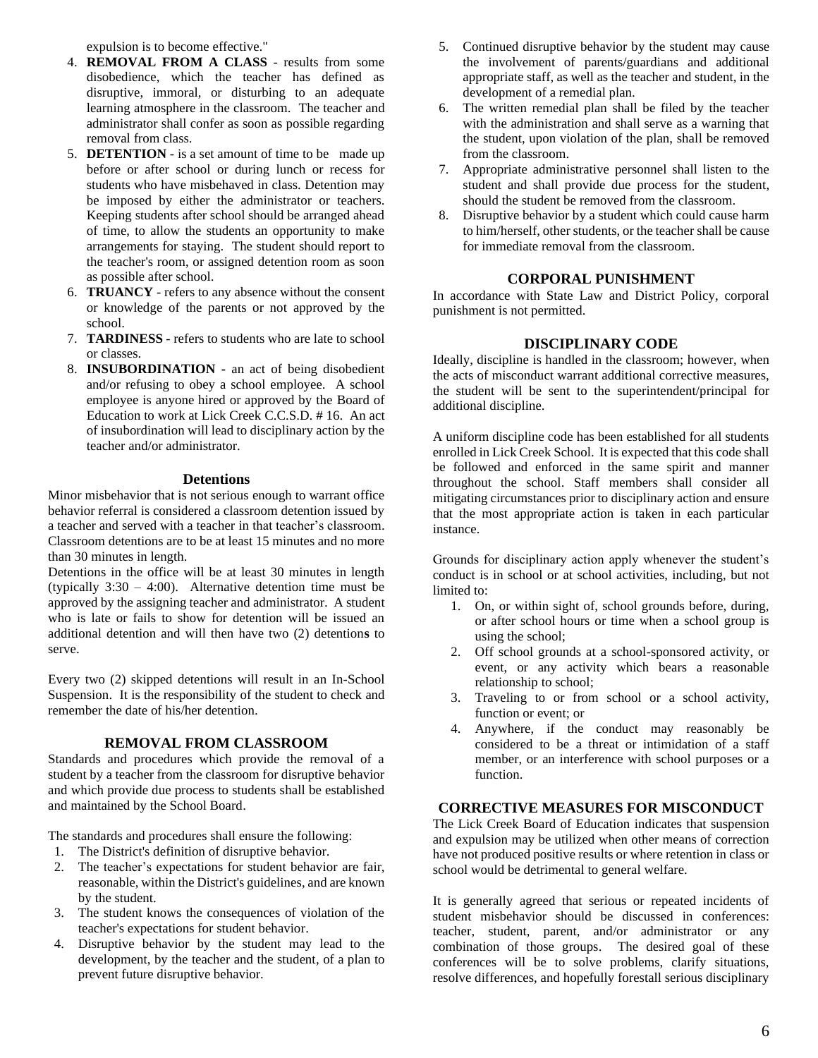expulsion is to become effective."

4. **REMOVAL FROM A CLASS** - results from some disobedience, which the teacher has defined as disruptive, immoral, or disturbing to an adequate learning atmosphere in the classroom. The teacher and administrator shall confer as soon as possible regarding removal from class.
5. **DETENTION** - is a set amount of time to be made up before or after school or during lunch or recess for students who have misbehaved in class. Detention may be imposed by either the administrator or teachers. Keeping students after school should be arranged ahead of time, to allow the students an opportunity to make arrangements for staying. The student should report to the teacher's room, or assigned detention room as soon as possible after school.
6. **TRUANCY** - refers to any absence without the consent or knowledge of the parents or not approved by the school.
7. **TARDINESS** - refers to students who are late to school or classes.
8. **INSUBORDINATION -** an act of being disobedient and/or refusing to obey a school employee. A school employee is anyone hired or approved by the Board of Education to work at Lick Creek C.C.S.D. # 16. An act of insubordination will lead to disciplinary action by the teacher and/or administrator.

### Detentions

Minor misbehavior that is not serious enough to warrant office behavior referral is considered a classroom detention issued by a teacher and served with a teacher in that teacher's classroom. Classroom detentions are to be at least 15 minutes and no more than 30 minutes in length.

Detentions in the office will be at least 30 minutes in length (typically 3:30 – 4:00). Alternative detention time must be approved by the assigning teacher and administrator. A student who is late or fails to show for detention will be issued an additional detention and will then have two (2) detentions to serve.

Every two (2) skipped detentions will result in an In-School Suspension. It is the responsibility of the student to check and remember the date of his/her detention.

## REMOVAL FROM CLASSROOM

Standards and procedures which provide the removal of a student by a teacher from the classroom for disruptive behavior and which provide due process to students shall be established and maintained by the School Board.

The standards and procedures shall ensure the following:

1. The District's definition of disruptive behavior.
2. The teacher's expectations for student behavior are fair, reasonable, within the District's guidelines, and are known by the student.
3. The student knows the consequences of violation of the teacher's expectations for student behavior.
4. Disruptive behavior by the student may lead to the development, by the teacher and the student, of a plan to prevent future disruptive behavior.
5. Continued disruptive behavior by the student may cause the involvement of parents/guardians and additional appropriate staff, as well as the teacher and student, in the development of a remedial plan.
6. The written remedial plan shall be filed by the teacher with the administration and shall serve as a warning that the student, upon violation of the plan, shall be removed from the classroom.
7. Appropriate administrative personnel shall listen to the student and shall provide due process for the student, should the student be removed from the classroom.
8. Disruptive behavior by a student which could cause harm to him/herself, other students, or the teacher shall be cause for immediate removal from the classroom.

## CORPORAL PUNISHMENT

In accordance with State Law and District Policy, corporal punishment is not permitted.

## DISCIPLINARY CODE

Ideally, discipline is handled in the classroom; however, when the acts of misconduct warrant additional corrective measures, the student will be sent to the superintendent/principal for additional discipline.

A uniform discipline code has been established for all students enrolled in Lick Creek School. It is expected that this code shall be followed and enforced in the same spirit and manner throughout the school. Staff members shall consider all mitigating circumstances prior to disciplinary action and ensure that the most appropriate action is taken in each particular instance.

Grounds for disciplinary action apply whenever the student's conduct is in school or at school activities, including, but not limited to:

1. On, or within sight of, school grounds before, during, or after school hours or time when a school group is using the school;
2. Off school grounds at a school-sponsored activity, or event, or any activity which bears a reasonable relationship to school;
3. Traveling to or from school or a school activity, function or event; or
4. Anywhere, if the conduct may reasonably be considered to be a threat or intimidation of a staff member, or an interference with school purposes or a function.

## CORRECTIVE MEASURES FOR MISCONDUCT

The Lick Creek Board of Education indicates that suspension and expulsion may be utilized when other means of correction have not produced positive results or where retention in class or school would be detrimental to general welfare.

It is generally agreed that serious or repeated incidents of student misbehavior should be discussed in conferences: teacher, student, parent, and/or administrator or any combination of those groups. The desired goal of these conferences will be to solve problems, clarify situations, resolve differences, and hopefully forestall serious disciplinary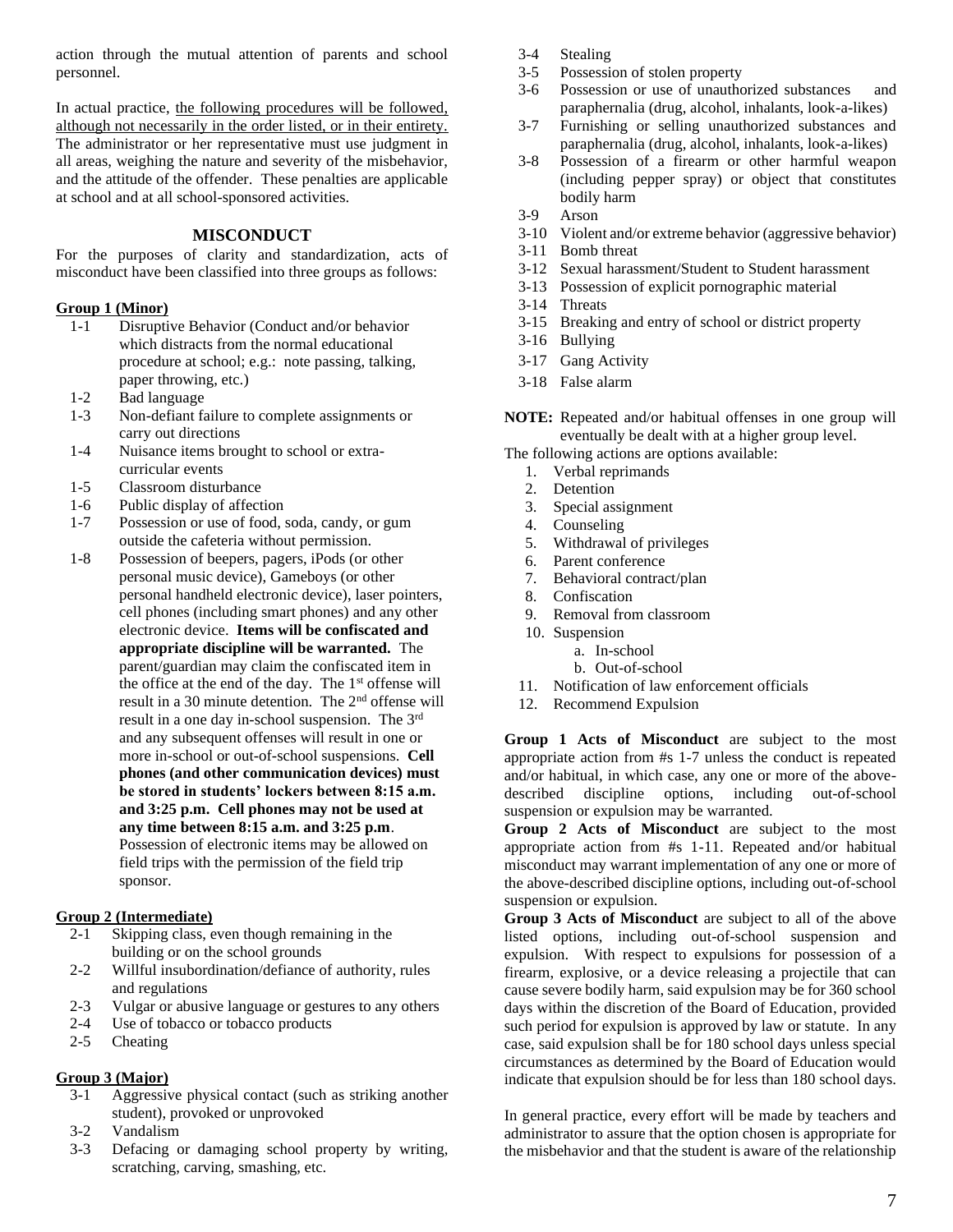action through the mutual attention of parents and school personnel.

In actual practice, <u>the following procedures will be followed, although not necessarily in the order listed, or in their entirety.</u> The administrator or her representative must use judgment in all areas, weighing the nature and severity of the misbehavior, and the attitude of the offender. These penalties are applicable at school and at all school-sponsored activities.

## MISCONDUCT

For the purposes of clarity and standardization, acts of misconduct have been classified into three groups as follows:

**<u>Group 1 (Minor)</u>**

- 1-1 Disruptive Behavior (Conduct and/or behavior which distracts from the normal educational procedure at school; e.g.: note passing, talking, paper throwing, etc.)
- 1-2 Bad language
- 1-3 Non-defiant failure to complete assignments or carry out directions
- 1-4 Nuisance items brought to school or extra-curricular events
- 1-5 Classroom disturbance
- 1-6 Public display of affection
- 1-7 Possession or use of food, soda, candy, or gum outside the cafeteria without permission.
- 1-8 Possession of beepers, pagers, iPods (or other personal music device), Gameboys (or other personal handheld electronic device), laser pointers, cell phones (including smart phones) and any other electronic device. **Items will be confiscated and appropriate discipline will be warranted.** The parent/guardian may claim the confiscated item in the office at the end of the day. The 1st offense will result in a 30 minute detention. The 2nd offense will result in a one day in-school suspension. The 3rd and any subsequent offenses will result in one or more in-school or out-of-school suspensions. **Cell phones (and other communication devices) must be stored in students' lockers between 8:15 a.m. and 3:25 p.m. Cell phones may not be used at any time between 8:15 a.m. and 3:25 p.m**. Possession of electronic items may be allowed on field trips with the permission of the field trip sponsor.

**<u>Group 2 (Intermediate)</u>**

- 2-1 Skipping class, even though remaining in the building or on the school grounds
- 2-2 Willful insubordination/defiance of authority, rules and regulations
- 2-3 Vulgar or abusive language or gestures to any others
- 2-4 Use of tobacco or tobacco products
- 2-5 Cheating

**<u>Group 3 (Major)</u>**

- 3-1 Aggressive physical contact (such as striking another student), provoked or unprovoked
- 3-2 Vandalism
- 3-3 Defacing or damaging school property by writing, scratching, carving, smashing, etc.
- 3-4 Stealing
- 3-5 Possession of stolen property
- 3-6 Possession or use of unauthorized substances and paraphernalia (drug, alcohol, inhalants, look-a-likes)
- 3-7 Furnishing or selling unauthorized substances and paraphernalia (drug, alcohol, inhalants, look-a-likes)
- 3-8 Possession of a firearm or other harmful weapon (including pepper spray) or object that constitutes bodily harm
- 3-9 Arson
- 3-10 Violent and/or extreme behavior (aggressive behavior)
- 3-11 Bomb threat
- 3-12 Sexual harassment/Student to Student harassment
- 3-13 Possession of explicit pornographic material
- 3-14 Threats
- 3-15 Breaking and entry of school or district property
- 3-16 Bullying
- 3-17 Gang Activity
- 3-18 False alarm

**NOTE:** Repeated and/or habitual offenses in one group will eventually be dealt with at a higher group level.

The following actions are options available:

1. Verbal reprimands
2. Detention
3. Special assignment
4. Counseling
5. Withdrawal of privileges
6. Parent conference
7. Behavioral contract/plan
8. Confiscation
9. Removal from classroom
10. Suspension
    a. In-school
    b. Out-of-school
11. Notification of law enforcement officials
12. Recommend Expulsion

**Group 1 Acts of Misconduct** are subject to the most appropriate action from #s 1-7 unless the conduct is repeated and/or habitual, in which case, any one or more of the above-described discipline options, including out-of-school suspension or expulsion may be warranted.

**Group 2 Acts of Misconduct** are subject to the most appropriate action from #s 1-11. Repeated and/or habitual misconduct may warrant implementation of any one or more of the above-described discipline options, including out-of-school suspension or expulsion.

**Group 3 Acts of Misconduct** are subject to all of the above listed options, including out-of-school suspension and expulsion. With respect to expulsions for possession of a firearm, explosive, or a device releasing a projectile that can cause severe bodily harm, said expulsion may be for 360 school days within the discretion of the Board of Education, provided such period for expulsion is approved by law or statute. In any case, said expulsion shall be for 180 school days unless special circumstances as determined by the Board of Education would indicate that expulsion should be for less than 180 school days.

In general practice, every effort will be made by teachers and administrator to assure that the option chosen is appropriate for the misbehavior and that the student is aware of the relationship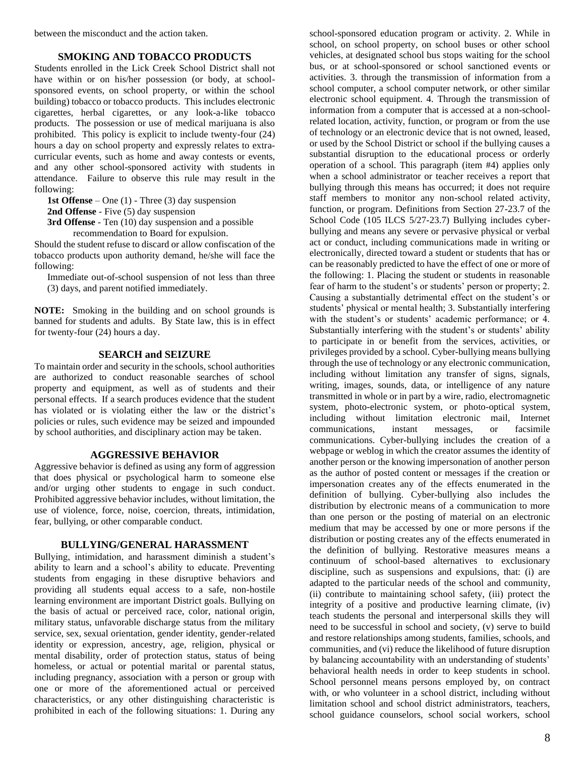between the misconduct and the action taken.

## SMOKING AND TOBACCO PRODUCTS

Students enrolled in the Lick Creek School District shall not have within or on his/her possession (or body, at school-sponsored events, on school property, or within the school building) tobacco or tobacco products. This includes electronic cigarettes, herbal cigarettes, or any look-a-like tobacco products. The possession or use of medical marijuana is also prohibited. This policy is explicit to include twenty-four (24) hours a day on school property and expressly relates to extra-curricular events, such as home and away contests or events, and any other school-sponsored activity with students in attendance. Failure to observe this rule may result in the following:

**1st Offense** – One (1) - Three (3) day suspension
**2nd Offense** - Five (5) day suspension
**3rd Offense** - Ten (10) day suspension and a possible recommendation to Board for expulsion.

Should the student refuse to discard or allow confiscation of the tobacco products upon authority demand, he/she will face the following:

Immediate out-of-school suspension of not less than three (3) days, and parent notified immediately.

**NOTE:** Smoking in the building and on school grounds is banned for students and adults. By State law, this is in effect for twenty-four (24) hours a day.

## SEARCH and SEIZURE

To maintain order and security in the schools, school authorities are authorized to conduct reasonable searches of school property and equipment, as well as of students and their personal effects. If a search produces evidence that the student has violated or is violating either the law or the district's policies or rules, such evidence may be seized and impounded by school authorities, and disciplinary action may be taken.

## AGGRESSIVE BEHAVIOR

Aggressive behavior is defined as using any form of aggression that does physical or psychological harm to someone else and/or urging other students to engage in such conduct. Prohibited aggressive behavior includes, without limitation, the use of violence, force, noise, coercion, threats, intimidation, fear, bullying, or other comparable conduct.

## BULLYING/GENERAL HARASSMENT

Bullying, intimidation, and harassment diminish a student's ability to learn and a school's ability to educate. Preventing students from engaging in these disruptive behaviors and providing all students equal access to a safe, non-hostile learning environment are important District goals. Bullying on the basis of actual or perceived race, color, national origin, military status, unfavorable discharge status from the military service, sex, sexual orientation, gender identity, gender-related identity or expression, ancestry, age, religion, physical or mental disability, order of protection status, status of being homeless, or actual or potential marital or parental status, including pregnancy, association with a person or group with one or more of the aforementioned actual or perceived characteristics, or any other distinguishing characteristic is prohibited in each of the following situations: 1. During any school-sponsored education program or activity. 2. While in school, on school property, on school buses or other school vehicles, at designated school bus stops waiting for the school bus, or at school-sponsored or school sanctioned events or activities. 3. through the transmission of information from a school computer, a school computer network, or other similar electronic school equipment. 4. Through the transmission of information from a computer that is accessed at a non-school-related location, activity, function, or program or from the use of technology or an electronic device that is not owned, leased, or used by the School District or school if the bullying causes a substantial disruption to the educational process or orderly operation of a school. This paragraph (item #4) applies only when a school administrator or teacher receives a report that bullying through this means has occurred; it does not require staff members to monitor any non-school related activity, function, or program. Definitions from Section 27-23.7 of the School Code (105 ILCS 5/27-23.7) Bullying includes cyber-bullying and means any severe or pervasive physical or verbal act or conduct, including communications made in writing or electronically, directed toward a student or students that has or can be reasonably predicted to have the effect of one or more of the following: 1. Placing the student or students in reasonable fear of harm to the student's or students' person or property; 2. Causing a substantially detrimental effect on the student's or students' physical or mental health; 3. Substantially interfering with the student's or students' academic performance; or 4. Substantially interfering with the student's or students' ability to participate in or benefit from the services, activities, or privileges provided by a school. Cyber-bullying means bullying through the use of technology or any electronic communication, including without limitation any transfer of signs, signals, writing, images, sounds, data, or intelligence of any nature transmitted in whole or in part by a wire, radio, electromagnetic system, photo-electronic system, or photo-optical system, including without limitation electronic mail, Internet communications, instant messages, or facsimile communications. Cyber-bullying includes the creation of a webpage or weblog in which the creator assumes the identity of another person or the knowing impersonation of another person as the author of posted content or messages if the creation or impersonation creates any of the effects enumerated in the definition of bullying. Cyber-bullying also includes the distribution by electronic means of a communication to more than one person or the posting of material on an electronic medium that may be accessed by one or more persons if the distribution or posting creates any of the effects enumerated in the definition of bullying. Restorative measures means a continuum of school-based alternatives to exclusionary discipline, such as suspensions and expulsions, that: (i) are adapted to the particular needs of the school and community, (ii) contribute to maintaining school safety, (iii) protect the integrity of a positive and productive learning climate, (iv) teach students the personal and interpersonal skills they will need to be successful in school and society, (v) serve to build and restore relationships among students, families, schools, and communities, and (vi) reduce the likelihood of future disruption by balancing accountability with an understanding of students' behavioral health needs in order to keep students in school. School personnel means persons employed by, on contract with, or who volunteer in a school district, including without limitation school and school district administrators, teachers, school guidance counselors, school social workers, school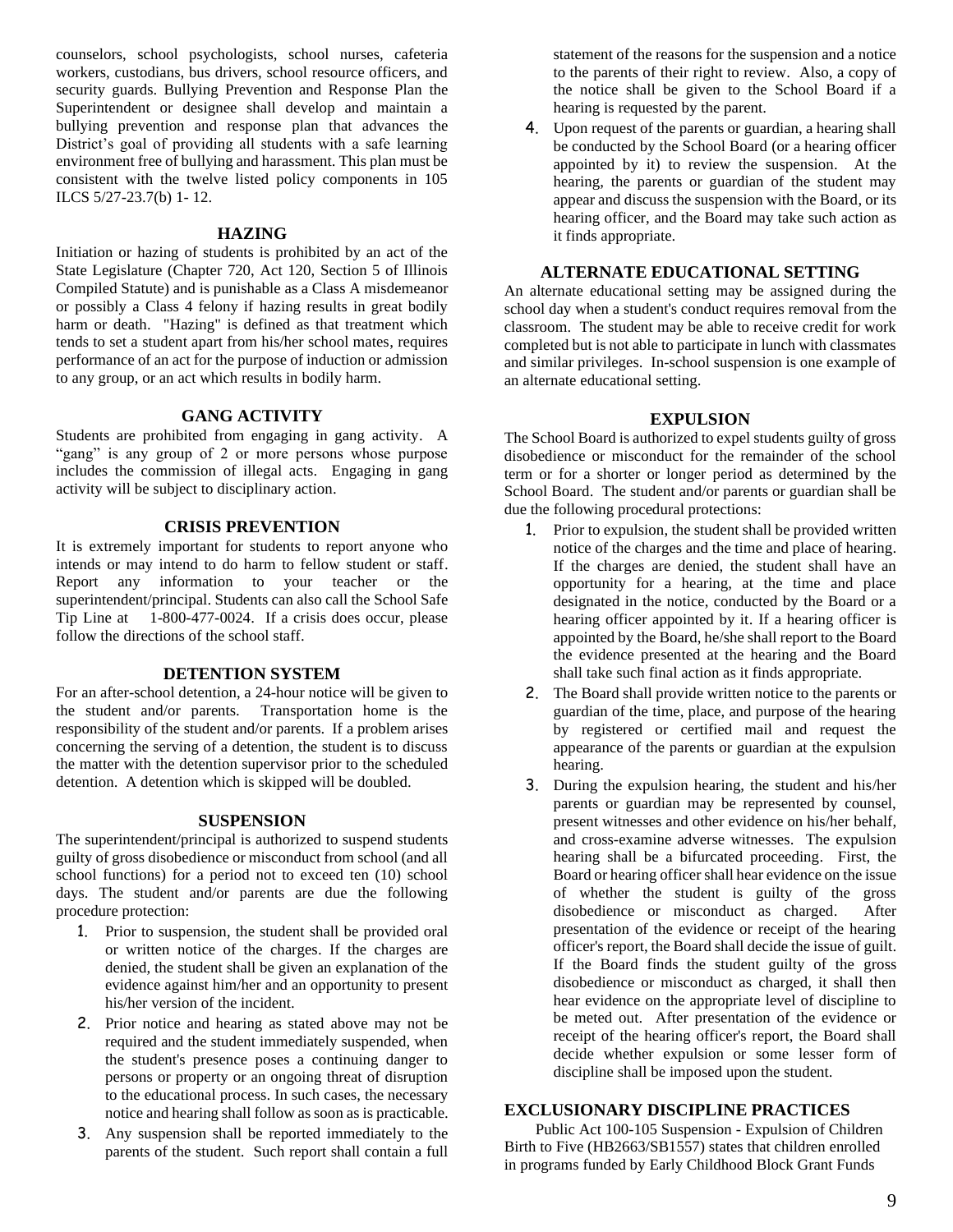counselors, school psychologists, school nurses, cafeteria workers, custodians, bus drivers, school resource officers, and security guards. Bullying Prevention and Response Plan the Superintendent or designee shall develop and maintain a bullying prevention and response plan that advances the District's goal of providing all students with a safe learning environment free of bullying and harassment. This plan must be consistent with the twelve listed policy components in 105 ILCS 5/27-23.7(b) 1- 12.

### HAZING

Initiation or hazing of students is prohibited by an act of the State Legislature (Chapter 720, Act 120, Section 5 of Illinois Compiled Statute) and is punishable as a Class A misdemeanor or possibly a Class 4 felony if hazing results in great bodily harm or death. "Hazing" is defined as that treatment which tends to set a student apart from his/her school mates, requires performance of an act for the purpose of induction or admission to any group, or an act which results in bodily harm.

### GANG ACTIVITY

Students are prohibited from engaging in gang activity. A "gang" is any group of 2 or more persons whose purpose includes the commission of illegal acts. Engaging in gang activity will be subject to disciplinary action.

### CRISIS PREVENTION

It is extremely important for students to report anyone who intends or may intend to do harm to fellow student or staff. Report any information to your teacher or the superintendent/principal. Students can also call the School Safe Tip Line at 1-800-477-0024. If a crisis does occur, please follow the directions of the school staff.

### DETENTION SYSTEM

For an after-school detention, a 24-hour notice will be given to the student and/or parents. Transportation home is the responsibility of the student and/or parents. If a problem arises concerning the serving of a detention, the student is to discuss the matter with the detention supervisor prior to the scheduled detention. A detention which is skipped will be doubled.

### SUSPENSION

The superintendent/principal is authorized to suspend students guilty of gross disobedience or misconduct from school (and all school functions) for a period not to exceed ten (10) school days. The student and/or parents are due the following procedure protection:

1. Prior to suspension, the student shall be provided oral or written notice of the charges. If the charges are denied, the student shall be given an explanation of the evidence against him/her and an opportunity to present his/her version of the incident.
2. Prior notice and hearing as stated above may not be required and the student immediately suspended, when the student's presence poses a continuing danger to persons or property or an ongoing threat of disruption to the educational process. In such cases, the necessary notice and hearing shall follow as soon as is practicable.
3. Any suspension shall be reported immediately to the parents of the student. Such report shall contain a full statement of the reasons for the suspension and a notice to the parents of their right to review. Also, a copy of the notice shall be given to the School Board if a hearing is requested by the parent.
4. Upon request of the parents or guardian, a hearing shall be conducted by the School Board (or a hearing officer appointed by it) to review the suspension. At the hearing, the parents or guardian of the student may appear and discuss the suspension with the Board, or its hearing officer, and the Board may take such action as it finds appropriate.

### ALTERNATE EDUCATIONAL SETTING

An alternate educational setting may be assigned during the school day when a student's conduct requires removal from the classroom. The student may be able to receive credit for work completed but is not able to participate in lunch with classmates and similar privileges. In-school suspension is one example of an alternate educational setting.

### EXPULSION

The School Board is authorized to expel students guilty of gross disobedience or misconduct for the remainder of the school term or for a shorter or longer period as determined by the School Board. The student and/or parents or guardian shall be due the following procedural protections:

1. Prior to expulsion, the student shall be provided written notice of the charges and the time and place of hearing. If the charges are denied, the student shall have an opportunity for a hearing, at the time and place designated in the notice, conducted by the Board or a hearing officer appointed by it. If a hearing officer is appointed by the Board, he/she shall report to the Board the evidence presented at the hearing and the Board shall take such final action as it finds appropriate.
2. The Board shall provide written notice to the parents or guardian of the time, place, and purpose of the hearing by registered or certified mail and request the appearance of the parents or guardian at the expulsion hearing.
3. During the expulsion hearing, the student and his/her parents or guardian may be represented by counsel, present witnesses and other evidence on his/her behalf, and cross-examine adverse witnesses. The expulsion hearing shall be a bifurcated proceeding. First, the Board or hearing officer shall hear evidence on the issue of whether the student is guilty of the gross disobedience or misconduct as charged. After presentation of the evidence or receipt of the hearing officer's report, the Board shall decide the issue of guilt. If the Board finds the student guilty of the gross disobedience or misconduct as charged, it shall then hear evidence on the appropriate level of discipline to be meted out. After presentation of the evidence or receipt of the hearing officer's report, the Board shall decide whether expulsion or some lesser form of discipline shall be imposed upon the student.

### EXCLUSIONARY DISCIPLINE PRACTICES

Public Act 100-105 Suspension - Expulsion of Children Birth to Five (HB2663/SB1557) states that children enrolled in programs funded by Early Childhood Block Grant Funds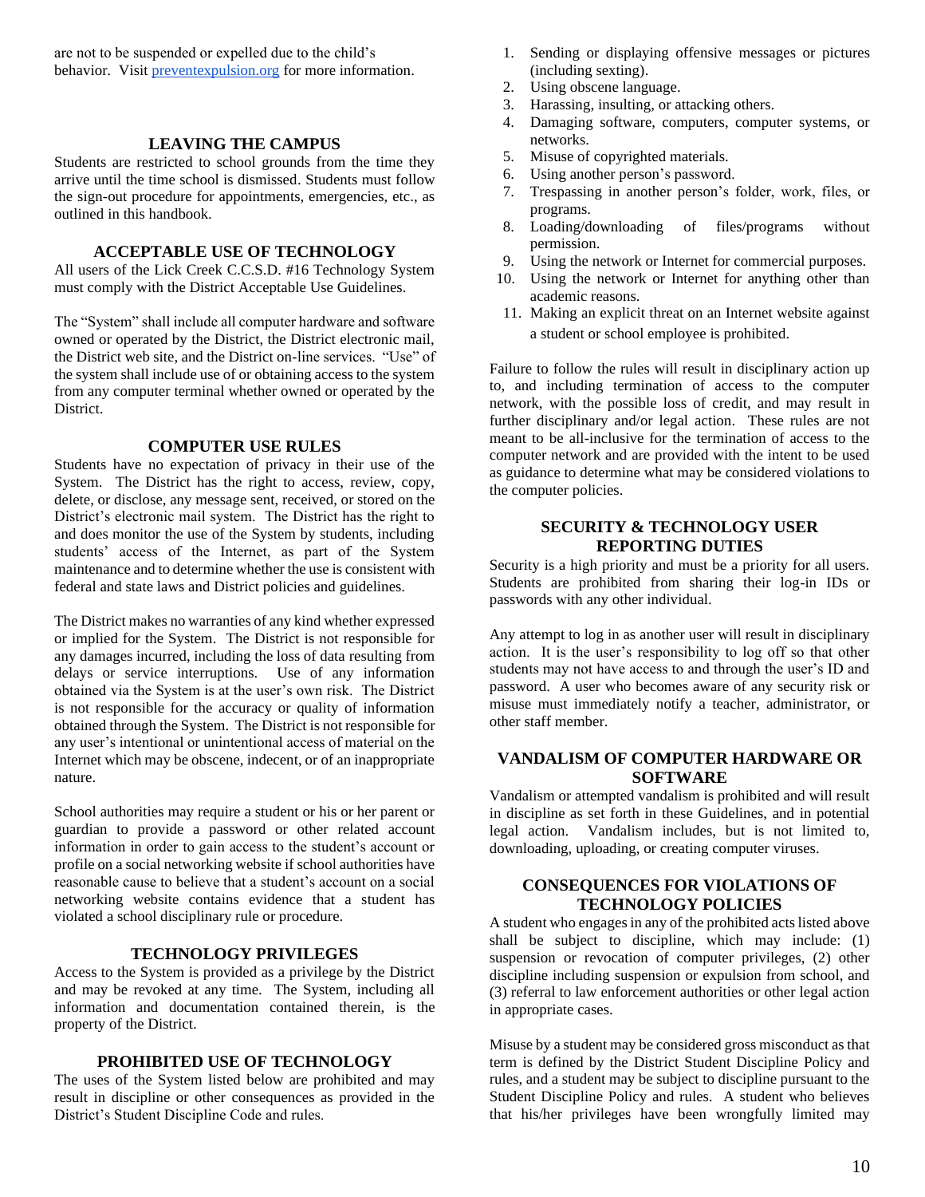are not to be suspended or expelled due to the child's behavior. Visit preventexpulsion.org for more information.

## LEAVING THE CAMPUS

Students are restricted to school grounds from the time they arrive until the time school is dismissed. Students must follow the sign-out procedure for appointments, emergencies, etc., as outlined in this handbook.

## ACCEPTABLE USE OF TECHNOLOGY

All users of the Lick Creek C.C.S.D. #16 Technology System must comply with the District Acceptable Use Guidelines.

The "System" shall include all computer hardware and software owned or operated by the District, the District electronic mail, the District web site, and the District on-line services. "Use" of the system shall include use of or obtaining access to the system from any computer terminal whether owned or operated by the District.

## COMPUTER USE RULES

Students have no expectation of privacy in their use of the System. The District has the right to access, review, copy, delete, or disclose, any message sent, received, or stored on the District's electronic mail system. The District has the right to and does monitor the use of the System by students, including students' access of the Internet, as part of the System maintenance and to determine whether the use is consistent with federal and state laws and District policies and guidelines.

The District makes no warranties of any kind whether expressed or implied for the System. The District is not responsible for any damages incurred, including the loss of data resulting from delays or service interruptions. Use of any information obtained via the System is at the user's own risk. The District is not responsible for the accuracy or quality of information obtained through the System. The District is not responsible for any user's intentional or unintentional access of material on the Internet which may be obscene, indecent, or of an inappropriate nature.

School authorities may require a student or his or her parent or guardian to provide a password or other related account information in order to gain access to the student's account or profile on a social networking website if school authorities have reasonable cause to believe that a student's account on a social networking website contains evidence that a student has violated a school disciplinary rule or procedure.

## TECHNOLOGY PRIVILEGES

Access to the System is provided as a privilege by the District and may be revoked at any time. The System, including all information and documentation contained therein, is the property of the District.

## PROHIBITED USE OF TECHNOLOGY

The uses of the System listed below are prohibited and may result in discipline or other consequences as provided in the District's Student Discipline Code and rules.

1. Sending or displaying offensive messages or pictures (including sexting).
2. Using obscene language.
3. Harassing, insulting, or attacking others.
4. Damaging software, computers, computer systems, or networks.
5. Misuse of copyrighted materials.
6. Using another person's password.
7. Trespassing in another person's folder, work, files, or programs.
8. Loading/downloading of files/programs without permission.
9. Using the network or Internet for commercial purposes.
10. Using the network or Internet for anything other than academic reasons.
11. Making an explicit threat on an Internet website against a student or school employee is prohibited.

Failure to follow the rules will result in disciplinary action up to, and including termination of access to the computer network, with the possible loss of credit, and may result in further disciplinary and/or legal action. These rules are not meant to be all-inclusive for the termination of access to the computer network and are provided with the intent to be used as guidance to determine what may be considered violations to the computer policies.

## SECURITY & TECHNOLOGY USER REPORTING DUTIES

Security is a high priority and must be a priority for all users. Students are prohibited from sharing their log-in IDs or passwords with any other individual.

Any attempt to log in as another user will result in disciplinary action. It is the user's responsibility to log off so that other students may not have access to and through the user's ID and password. A user who becomes aware of any security risk or misuse must immediately notify a teacher, administrator, or other staff member.

## VANDALISM OF COMPUTER HARDWARE OR SOFTWARE

Vandalism or attempted vandalism is prohibited and will result in discipline as set forth in these Guidelines, and in potential legal action. Vandalism includes, but is not limited to, downloading, uploading, or creating computer viruses.

## CONSEQUENCES FOR VIOLATIONS OF TECHNOLOGY POLICIES

A student who engages in any of the prohibited acts listed above shall be subject to discipline, which may include: (1) suspension or revocation of computer privileges, (2) other discipline including suspension or expulsion from school, and (3) referral to law enforcement authorities or other legal action in appropriate cases.

Misuse by a student may be considered gross misconduct as that term is defined by the District Student Discipline Policy and rules, and a student may be subject to discipline pursuant to the Student Discipline Policy and rules. A student who believes that his/her privileges have been wrongfully limited may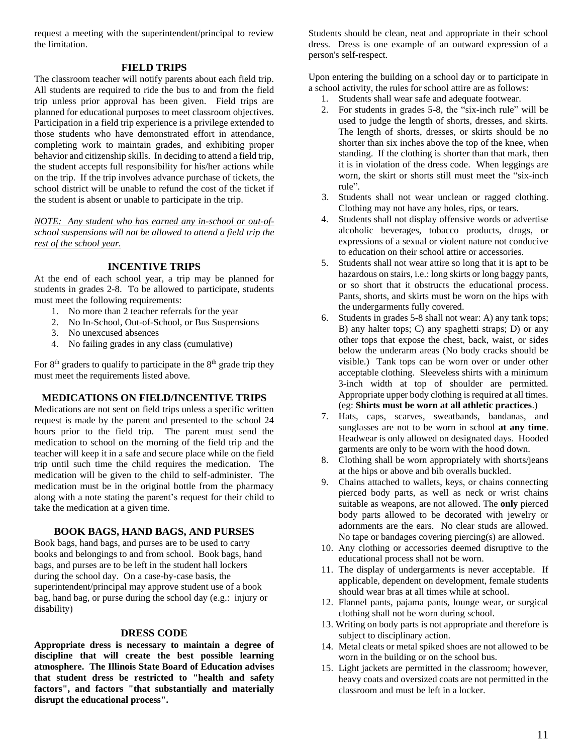request a meeting with the superintendent/principal to review the limitation.

## FIELD TRIPS

The classroom teacher will notify parents about each field trip. All students are required to ride the bus to and from the field trip unless prior approval has been given. Field trips are planned for educational purposes to meet classroom objectives. Participation in a field trip experience is a privilege extended to those students who have demonstrated effort in attendance, completing work to maintain grades, and exhibiting proper behavior and citizenship skills. In deciding to attend a field trip, the student accepts full responsibility for his/her actions while on the trip. If the trip involves advance purchase of tickets, the school district will be unable to refund the cost of the ticket if the student is absent or unable to participate in the trip.

*NOTE: Any student who has earned any in-school or out-of-school suspensions will not be allowed to attend a field trip the rest of the school year.*

## INCENTIVE TRIPS

At the end of each school year, a trip may be planned for students in grades 2-8. To be allowed to participate, students must meet the following requirements:

1. No more than 2 teacher referrals for the year
2. No In-School, Out-of-School, or Bus Suspensions
3. No unexcused absences
4. No failing grades in any class (cumulative)

For 8th graders to qualify to participate in the 8th grade trip they must meet the requirements listed above.

## MEDICATIONS ON FIELD/INCENTIVE TRIPS

Medications are not sent on field trips unless a specific written request is made by the parent and presented to the school 24 hours prior to the field trip. The parent must send the medication to school on the morning of the field trip and the teacher will keep it in a safe and secure place while on the field trip until such time the child requires the medication. The medication will be given to the child to self-administer. The medication must be in the original bottle from the pharmacy along with a note stating the parent's request for their child to take the medication at a given time.

## BOOK BAGS, HAND BAGS, AND PURSES

Book bags, hand bags, and purses are to be used to carry books and belongings to and from school. Book bags, hand bags, and purses are to be left in the student hall lockers during the school day. On a case-by-case basis, the superintendent/principal may approve student use of a book bag, hand bag, or purse during the school day (e.g.: injury or disability)

## DRESS CODE

**Appropriate dress is necessary to maintain a degree of discipline that will create the best possible learning atmosphere. The Illinois State Board of Education advises that student dress be restricted to "health and safety factors", and factors "that substantially and materially disrupt the educational process".**

Students should be clean, neat and appropriate in their school dress. Dress is one example of an outward expression of a person's self-respect.

Upon entering the building on a school day or to participate in a school activity, the rules for school attire are as follows:

1. Students shall wear safe and adequate footwear.
2. For students in grades 5-8, the "six-inch rule" will be used to judge the length of shorts, dresses, and skirts. The length of shorts, dresses, or skirts should be no shorter than six inches above the top of the knee, when standing. If the clothing is shorter than that mark, then it is in violation of the dress code. When leggings are worn, the skirt or shorts still must meet the "six-inch rule".
3. Students shall not wear unclean or ragged clothing. Clothing may not have any holes, rips, or tears.
4. Students shall not display offensive words or advertise alcoholic beverages, tobacco products, drugs, or expressions of a sexual or violent nature not conducive to education on their school attire or accessories.
5. Students shall not wear attire so long that it is apt to be hazardous on stairs, i.e.: long skirts or long baggy pants, or so short that it obstructs the educational process. Pants, shorts, and skirts must be worn on the hips with the undergarments fully covered.
6. Students in grades 5-8 shall not wear: A) any tank tops; B) any halter tops; C) any spaghetti straps; D) or any other tops that expose the chest, back, waist, or sides below the underarm areas (No body cracks should be visible.) Tank tops can be worn over or under other acceptable clothing. Sleeveless shirts with a minimum 3-inch width at top of shoulder are permitted. Appropriate upper body clothing is required at all times. (eg: **Shirts must be worn at all athletic practices**.)
7. Hats, caps, scarves, sweatbands, bandanas, and sunglasses are not to be worn in school **at any time**. Headwear is only allowed on designated days. Hooded garments are only to be worn with the hood down.
8. Clothing shall be worn appropriately with shorts/jeans at the hips or above and bib overalls buckled.
9. Chains attached to wallets, keys, or chains connecting pierced body parts, as well as neck or wrist chains suitable as weapons, are not allowed. The **only** pierced body parts allowed to be decorated with jewelry or adornments are the ears. No clear studs are allowed. No tape or bandages covering piercing(s) are allowed.
10. Any clothing or accessories deemed disruptive to the educational process shall not be worn.
11. The display of undergarments is never acceptable. If applicable, dependent on development, female students should wear bras at all times while at school.
12. Flannel pants, pajama pants, lounge wear, or surgical clothing shall not be worn during school.
13. Writing on body parts is not appropriate and therefore is subject to disciplinary action.
14. Metal cleats or metal spiked shoes are not allowed to be worn in the building or on the school bus.
15. Light jackets are permitted in the classroom; however, heavy coats and oversized coats are not permitted in the classroom and must be left in a locker.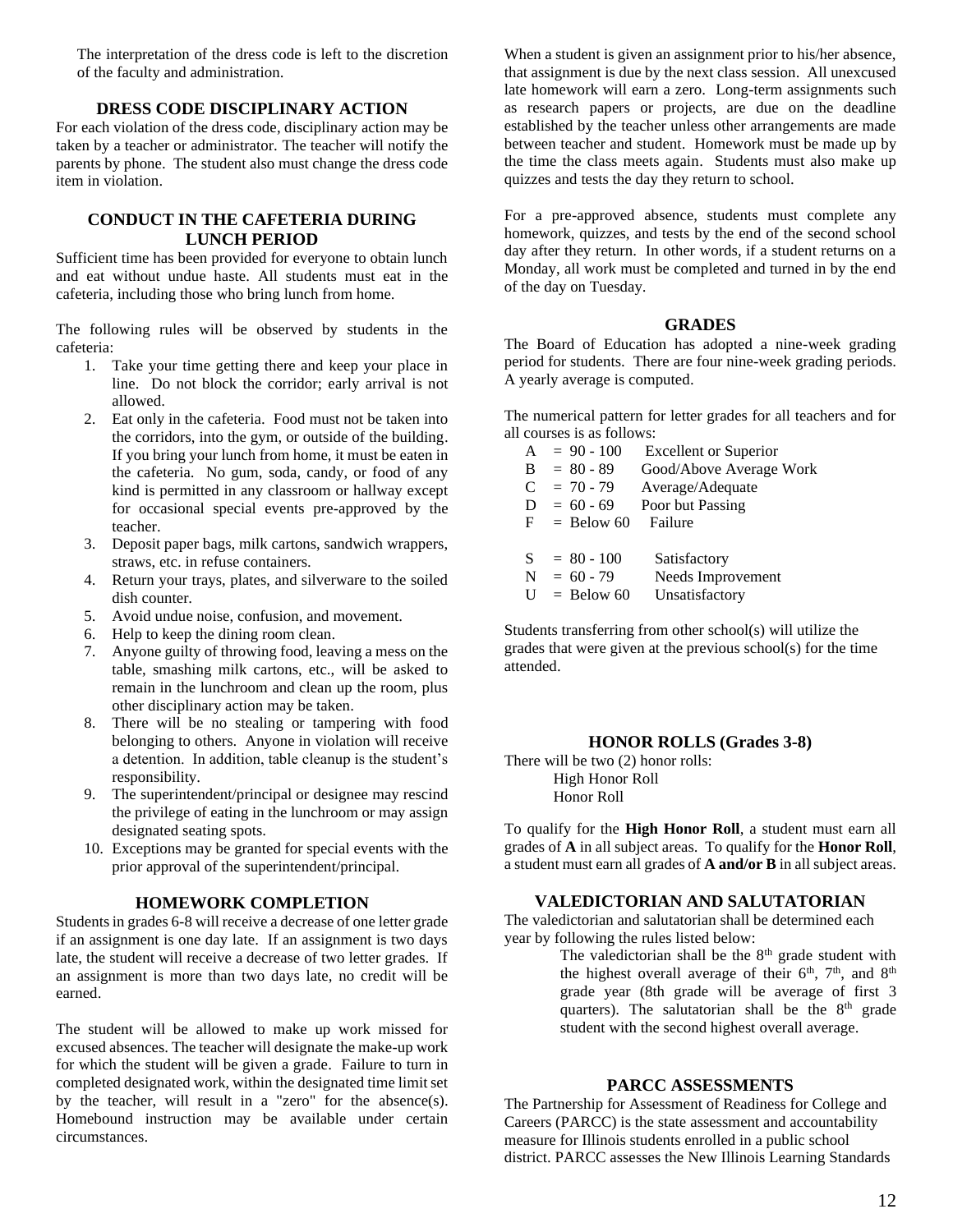The interpretation of the dress code is left to the discretion of the faculty and administration.

## DRESS CODE DISCIPLINARY ACTION

For each violation of the dress code, disciplinary action may be taken by a teacher or administrator. The teacher will notify the parents by phone. The student also must change the dress code item in violation.

## CONDUCT IN THE CAFETERIA DURING LUNCH PERIOD

Sufficient time has been provided for everyone to obtain lunch and eat without undue haste. All students must eat in the cafeteria, including those who bring lunch from home.

The following rules will be observed by students in the cafeteria:

1. Take your time getting there and keep your place in line. Do not block the corridor; early arrival is not allowed.
2. Eat only in the cafeteria. Food must not be taken into the corridors, into the gym, or outside of the building. If you bring your lunch from home, it must be eaten in the cafeteria. No gum, soda, candy, or food of any kind is permitted in any classroom or hallway except for occasional special events pre-approved by the teacher.
3. Deposit paper bags, milk cartons, sandwich wrappers, straws, etc. in refuse containers.
4. Return your trays, plates, and silverware to the soiled dish counter.
5. Avoid undue noise, confusion, and movement.
6. Help to keep the dining room clean.
7. Anyone guilty of throwing food, leaving a mess on the table, smashing milk cartons, etc., will be asked to remain in the lunchroom and clean up the room, plus other disciplinary action may be taken.
8. There will be no stealing or tampering with food belonging to others. Anyone in violation will receive a detention. In addition, table cleanup is the student's responsibility.
9. The superintendent/principal or designee may rescind the privilege of eating in the lunchroom or may assign designated seating spots.
10. Exceptions may be granted for special events with the prior approval of the superintendent/principal.

## HOMEWORK COMPLETION

Students in grades 6-8 will receive a decrease of one letter grade if an assignment is one day late. If an assignment is two days late, the student will receive a decrease of two letter grades. If an assignment is more than two days late, no credit will be earned.

The student will be allowed to make up work missed for excused absences. The teacher will designate the make-up work for which the student will be given a grade. Failure to turn in completed designated work, within the designated time limit set by the teacher, will result in a "zero" for the absence(s). Homebound instruction may be available under certain circumstances.

When a student is given an assignment prior to his/her absence, that assignment is due by the next class session. All unexcused late homework will earn a zero. Long-term assignments such as research papers or projects, are due on the deadline established by the teacher unless other arrangements are made between teacher and student. Homework must be made up by the time the class meets again. Students must also make up quizzes and tests the day they return to school.

For a pre-approved absence, students must complete any homework, quizzes, and tests by the end of the second school day after they return. In other words, if a student returns on a Monday, all work must be completed and turned in by the end of the day on Tuesday.

## GRADES

The Board of Education has adopted a nine-week grading period for students. There are four nine-week grading periods. A yearly average is computed.

The numerical pattern for letter grades for all teachers and for all courses is as follows:

| | | |
|---|---|---|
| A | = 90 - 100 | Excellent or Superior |
| B | = 80 - 89 | Good/Above Average Work |
| C | = 70 - 79 | Average/Adequate |
| D | = 60 - 69 | Poor but Passing |
| F | = Below 60 | Failure |
| S | = 80 - 100 | Satisfactory |
| N | = 60 - 79 | Needs Improvement |
| U | = Below 60 | Unsatisfactory |

Students transferring from other school(s) will utilize the grades that were given at the previous school(s) for the time attended.

## HONOR ROLLS (Grades 3-8)

There will be two (2) honor rolls:

High Honor Roll
Honor Roll

To qualify for the **High Honor Roll**, a student must earn all grades of **A** in all subject areas. To qualify for the **Honor Roll**, a student must earn all grades of **A and/or B** in all subject areas.

## VALEDICTORIAN AND SALUTATORIAN

The valedictorian and salutatorian shall be determined each year by following the rules listed below:

The valedictorian shall be the 8th grade student with the highest overall average of their 6th, 7th, and 8th grade year (8th grade will be average of first 3 quarters). The salutatorian shall be the 8th grade student with the second highest overall average.

## PARCC ASSESSMENTS

The Partnership for Assessment of Readiness for College and Careers (PARCC) is the state assessment and accountability measure for Illinois students enrolled in a public school district. PARCC assesses the New Illinois Learning Standards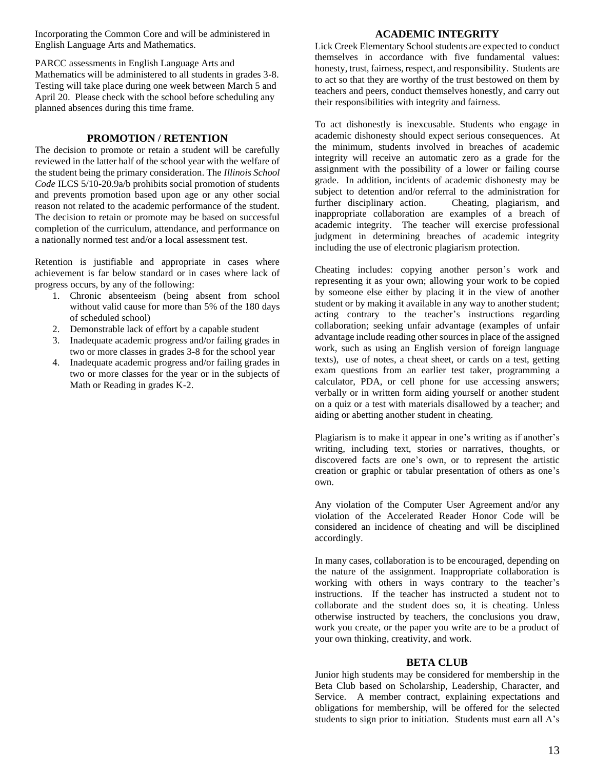Incorporating the Common Core and will be administered in English Language Arts and Mathematics.

PARCC assessments in English Language Arts and Mathematics will be administered to all students in grades 3-8. Testing will take place during one week between March 5 and April 20. Please check with the school before scheduling any planned absences during this time frame.

## PROMOTION / RETENTION

The decision to promote or retain a student will be carefully reviewed in the latter half of the school year with the welfare of the student being the primary consideration. The *Illinois School Code* ILCS 5/10-20.9a/b prohibits social promotion of students and prevents promotion based upon age or any other social reason not related to the academic performance of the student. The decision to retain or promote may be based on successful completion of the curriculum, attendance, and performance on a nationally normed test and/or a local assessment test.

Retention is justifiable and appropriate in cases where achievement is far below standard or in cases where lack of progress occurs, by any of the following:

1. Chronic absenteeism (being absent from school without valid cause for more than 5% of the 180 days of scheduled school)
2. Demonstrable lack of effort by a capable student
3. Inadequate academic progress and/or failing grades in two or more classes in grades 3-8 for the school year
4. Inadequate academic progress and/or failing grades in two or more classes for the year or in the subjects of Math or Reading in grades K-2.

## ACADEMIC INTEGRITY

Lick Creek Elementary School students are expected to conduct themselves in accordance with five fundamental values: honesty, trust, fairness, respect, and responsibility. Students are to act so that they are worthy of the trust bestowed on them by teachers and peers, conduct themselves honestly, and carry out their responsibilities with integrity and fairness.

To act dishonestly is inexcusable. Students who engage in academic dishonesty should expect serious consequences. At the minimum, students involved in breaches of academic integrity will receive an automatic zero as a grade for the assignment with the possibility of a lower or failing course grade. In addition, incidents of academic dishonesty may be subject to detention and/or referral to the administration for further disciplinary action. Cheating, plagiarism, and inappropriate collaboration are examples of a breach of academic integrity. The teacher will exercise professional judgment in determining breaches of academic integrity including the use of electronic plagiarism protection.

Cheating includes: copying another person's work and representing it as your own; allowing your work to be copied by someone else either by placing it in the view of another student or by making it available in any way to another student; acting contrary to the teacher's instructions regarding collaboration; seeking unfair advantage (examples of unfair advantage include reading other sources in place of the assigned work, such as using an English version of foreign language texts), use of notes, a cheat sheet, or cards on a test, getting exam questions from an earlier test taker, programming a calculator, PDA, or cell phone for use accessing answers; verbally or in written form aiding yourself or another student on a quiz or a test with materials disallowed by a teacher; and aiding or abetting another student in cheating.

Plagiarism is to make it appear in one's writing as if another's writing, including text, stories or narratives, thoughts, or discovered facts are one's own, or to represent the artistic creation or graphic or tabular presentation of others as one's own.

Any violation of the Computer User Agreement and/or any violation of the Accelerated Reader Honor Code will be considered an incidence of cheating and will be disciplined accordingly.

In many cases, collaboration is to be encouraged, depending on the nature of the assignment. Inappropriate collaboration is working with others in ways contrary to the teacher's instructions. If the teacher has instructed a student not to collaborate and the student does so, it is cheating. Unless otherwise instructed by teachers, the conclusions you draw, work you create, or the paper you write are to be a product of your own thinking, creativity, and work.

## BETA CLUB

Junior high students may be considered for membership in the Beta Club based on Scholarship, Leadership, Character, and Service. A member contract, explaining expectations and obligations for membership, will be offered for the selected students to sign prior to initiation. Students must earn all A's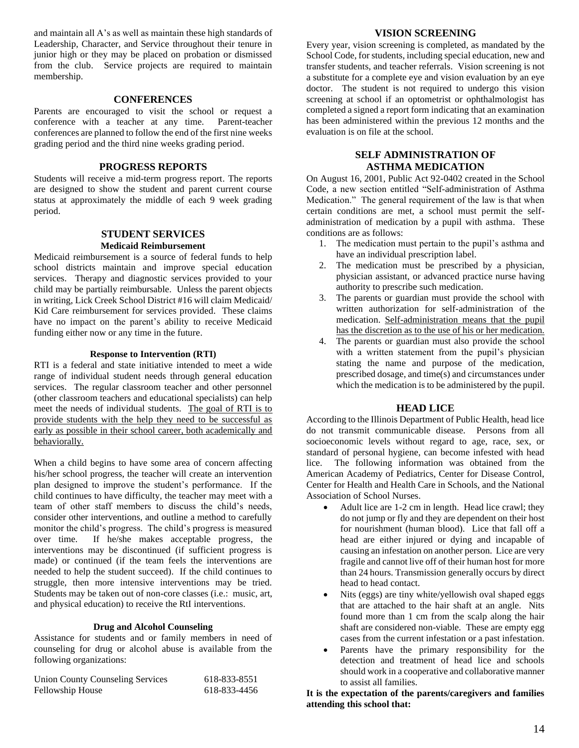and maintain all A's as well as maintain these high standards of Leadership, Character, and Service throughout their tenure in junior high or they may be placed on probation or dismissed from the club. Service projects are required to maintain membership.

## CONFERENCES

Parents are encouraged to visit the school or request a conference with a teacher at any time. Parent-teacher conferences are planned to follow the end of the first nine weeks grading period and the third nine weeks grading period.

## PROGRESS REPORTS

Students will receive a mid-term progress report. The reports are designed to show the student and parent current course status at approximately the middle of each 9 week grading period.

## STUDENT SERVICES

### Medicaid Reimbursement

Medicaid reimbursement is a source of federal funds to help school districts maintain and improve special education services. Therapy and diagnostic services provided to your child may be partially reimbursable. Unless the parent objects in writing, Lick Creek School District #16 will claim Medicaid/ Kid Care reimbursement for services provided. These claims have no impact on the parent's ability to receive Medicaid funding either now or any time in the future.

### Response to Intervention (RTI)

RTI is a federal and state initiative intended to meet a wide range of individual student needs through general education services. The regular classroom teacher and other personnel (other classroom teachers and educational specialists) can help meet the needs of individual students. <u>The goal of RTI is to provide students with the help they need to be successful as early as possible in their school career, both academically and behaviorally.</u>

When a child begins to have some area of concern affecting his/her school progress, the teacher will create an intervention plan designed to improve the student's performance. If the child continues to have difficulty, the teacher may meet with a team of other staff members to discuss the child's needs, consider other interventions, and outline a method to carefully monitor the child's progress. The child's progress is measured over time. If he/she makes acceptable progress, the interventions may be discontinued (if sufficient progress is made) or continued (if the team feels the interventions are needed to help the student succeed). If the child continues to struggle, then more intensive interventions may be tried. Students may be taken out of non-core classes (i.e.: music, art, and physical education) to receive the RtI interventions.

### Drug and Alcohol Counseling

Assistance for students and or family members in need of counseling for drug or alcohol abuse is available from the following organizations:

| | |
|---|---|
| Union County Counseling Services | 618-833-8551 |
| Fellowship House | 618-833-4456 |

## VISION SCREENING

Every year, vision screening is completed, as mandated by the School Code, for students, including special education, new and transfer students, and teacher referrals. Vision screening is not a substitute for a complete eye and vision evaluation by an eye doctor. The student is not required to undergo this vision screening at school if an optometrist or ophthalmologist has completed a signed a report form indicating that an examination has been administered within the previous 12 months and the evaluation is on file at the school.

## SELF ADMINISTRATION OF ASTHMA MEDICATION

On August 16, 2001, Public Act 92-0402 created in the School Code, a new section entitled "Self-administration of Asthma Medication." The general requirement of the law is that when certain conditions are met, a school must permit the self-administration of medication by a pupil with asthma. These conditions are as follows:

1. The medication must pertain to the pupil's asthma and have an individual prescription label.
2. The medication must be prescribed by a physician, physician assistant, or advanced practice nurse having authority to prescribe such medication.
3. The parents or guardian must provide the school with written authorization for self-administration of the medication. <u>Self-administration means that the pupil has the discretion as to the use of his or her medication.</u>
4. The parents or guardian must also provide the school with a written statement from the pupil's physician stating the name and purpose of the medication, prescribed dosage, and time(s) and circumstances under which the medication is to be administered by the pupil.

## HEAD LICE

According to the Illinois Department of Public Health, head lice do not transmit communicable disease. Persons from all socioeconomic levels without regard to age, race, sex, or standard of personal hygiene, can become infested with head lice. The following information was obtained from the American Academy of Pediatrics, Center for Disease Control, Center for Health and Health Care in Schools, and the National Association of School Nurses.

- Adult lice are 1-2 cm in length. Head lice crawl; they do not jump or fly and they are dependent on their host for nourishment (human blood). Lice that fall off a head are either injured or dying and incapable of causing an infestation on another person. Lice are very fragile and cannot live off of their human host for more than 24 hours. Transmission generally occurs by direct head to head contact.
- Nits (eggs) are tiny white/yellowish oval shaped eggs that are attached to the hair shaft at an angle. Nits found more than 1 cm from the scalp along the hair shaft are considered non-viable. These are empty egg cases from the current infestation or a past infestation.
- Parents have the primary responsibility for the detection and treatment of head lice and schools should work in a cooperative and collaborative manner to assist all families.

**It is the expectation of the parents/caregivers and families attending this school that:**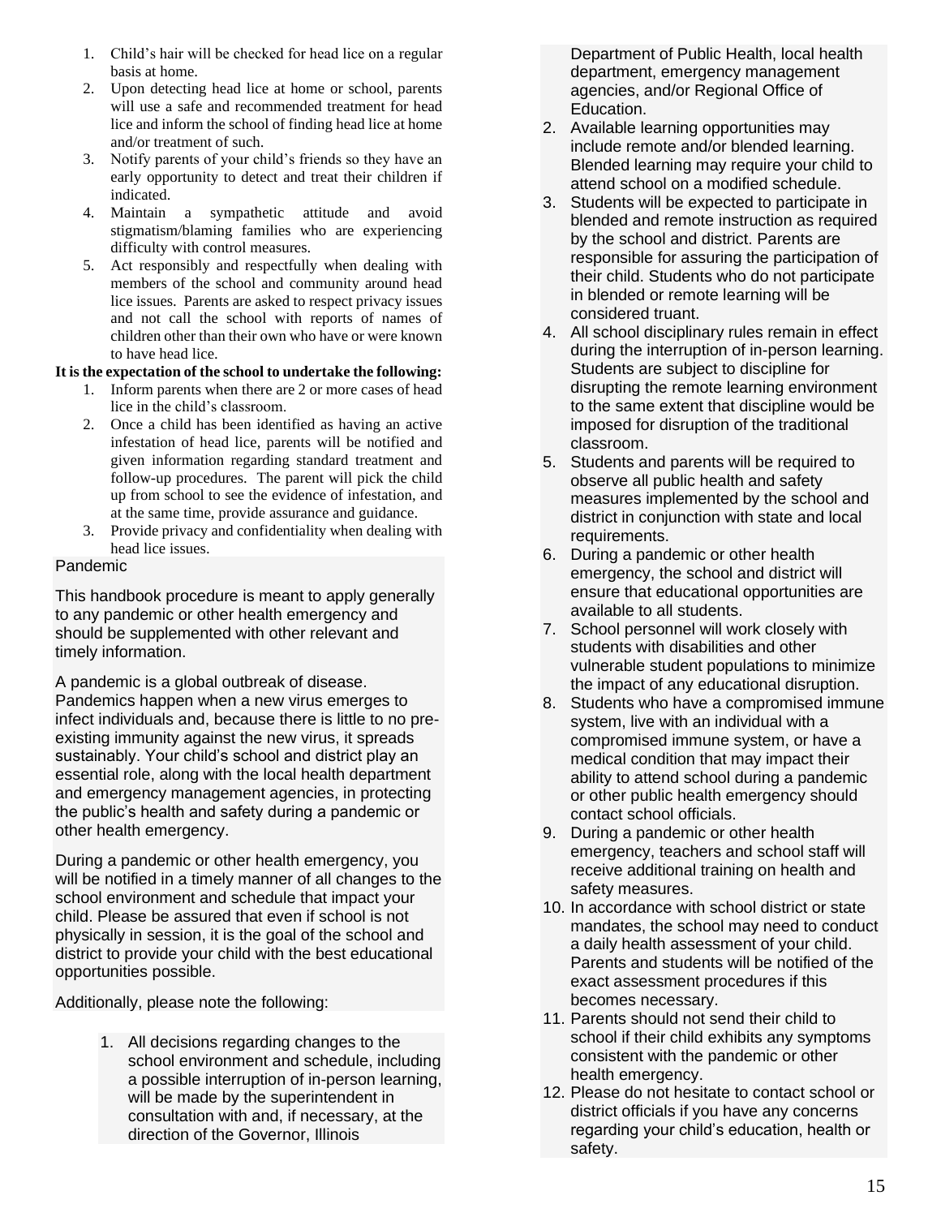1. Child's hair will be checked for head lice on a regular basis at home.
2. Upon detecting head lice at home or school, parents will use a safe and recommended treatment for head lice and inform the school of finding head lice at home and/or treatment of such.
3. Notify parents of your child's friends so they have an early opportunity to detect and treat their children if indicated.
4. Maintain a sympathetic attitude and avoid stigmatism/blaming families who are experiencing difficulty with control measures.
5. Act responsibly and respectfully when dealing with members of the school and community around head lice issues. Parents are asked to respect privacy issues and not call the school with reports of names of children other than their own who have or were known to have head lice.

**It is the expectation of the school to undertake the following:**

1. Inform parents when there are 2 or more cases of head lice in the child's classroom.
2. Once a child has been identified as having an active infestation of head lice, parents will be notified and given information regarding standard treatment and follow-up procedures. The parent will pick the child up from school to see the evidence of infestation, and at the same time, provide assurance and guidance.
3. Provide privacy and confidentiality when dealing with head lice issues.

## Pandemic

This handbook procedure is meant to apply generally to any pandemic or other health emergency and should be supplemented with other relevant and timely information.

A pandemic is a global outbreak of disease. Pandemics happen when a new virus emerges to infect individuals and, because there is little to no pre-existing immunity against the new virus, it spreads sustainably. Your child's school and district play an essential role, along with the local health department and emergency management agencies, in protecting the public's health and safety during a pandemic or other health emergency.

During a pandemic or other health emergency, you will be notified in a timely manner of all changes to the school environment and schedule that impact your child. Please be assured that even if school is not physically in session, it is the goal of the school and district to provide your child with the best educational opportunities possible.

Additionally, please note the following:

1. All decisions regarding changes to the school environment and schedule, including a possible interruption of in-person learning, will be made by the superintendent in consultation with and, if necessary, at the direction of the Governor, Illinois Department of Public Health, local health department, emergency management agencies, and/or Regional Office of Education.
2. Available learning opportunities may include remote and/or blended learning. Blended learning may require your child to attend school on a modified schedule.
3. Students will be expected to participate in blended and remote instruction as required by the school and district. Parents are responsible for assuring the participation of their child. Students who do not participate in blended or remote learning will be considered truant.
4. All school disciplinary rules remain in effect during the interruption of in-person learning. Students are subject to discipline for disrupting the remote learning environment to the same extent that discipline would be imposed for disruption of the traditional classroom.
5. Students and parents will be required to observe all public health and safety measures implemented by the school and district in conjunction with state and local requirements.
6. During a pandemic or other health emergency, the school and district will ensure that educational opportunities are available to all students.
7. School personnel will work closely with students with disabilities and other vulnerable student populations to minimize the impact of any educational disruption.
8. Students who have a compromised immune system, live with an individual with a compromised immune system, or have a medical condition that may impact their ability to attend school during a pandemic or other public health emergency should contact school officials.
9. During a pandemic or other health emergency, teachers and school staff will receive additional training on health and safety measures.
10. In accordance with school district or state mandates, the school may need to conduct a daily health assessment of your child. Parents and students will be notified of the exact assessment procedures if this becomes necessary.
11. Parents should not send their child to school if their child exhibits any symptoms consistent with the pandemic or other health emergency.
12. Please do not hesitate to contact school or district officials if you have any concerns regarding your child's education, health or safety.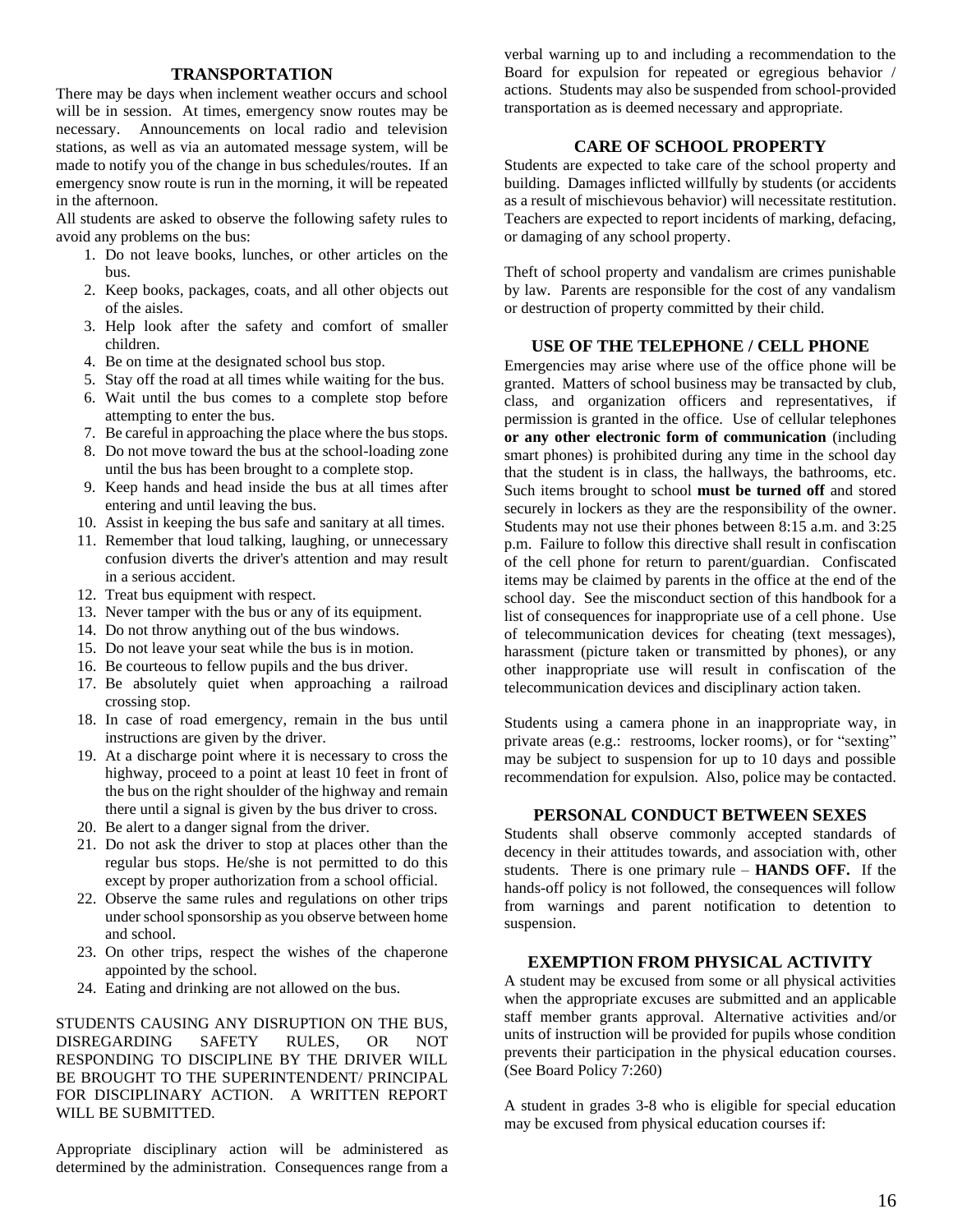## TRANSPORTATION

There may be days when inclement weather occurs and school will be in session. At times, emergency snow routes may be necessary. Announcements on local radio and television stations, as well as via an automated message system, will be made to notify you of the change in bus schedules/routes. If an emergency snow route is run in the morning, it will be repeated in the afternoon.

All students are asked to observe the following safety rules to avoid any problems on the bus:

1. Do not leave books, lunches, or other articles on the bus.
2. Keep books, packages, coats, and all other objects out of the aisles.
3. Help look after the safety and comfort of smaller children.
4. Be on time at the designated school bus stop.
5. Stay off the road at all times while waiting for the bus.
6. Wait until the bus comes to a complete stop before attempting to enter the bus.
7. Be careful in approaching the place where the bus stops.
8. Do not move toward the bus at the school-loading zone until the bus has been brought to a complete stop.
9. Keep hands and head inside the bus at all times after entering and until leaving the bus.
10. Assist in keeping the bus safe and sanitary at all times.
11. Remember that loud talking, laughing, or unnecessary confusion diverts the driver's attention and may result in a serious accident.
12. Treat bus equipment with respect.
13. Never tamper with the bus or any of its equipment.
14. Do not throw anything out of the bus windows.
15. Do not leave your seat while the bus is in motion.
16. Be courteous to fellow pupils and the bus driver.
17. Be absolutely quiet when approaching a railroad crossing stop.
18. In case of road emergency, remain in the bus until instructions are given by the driver.
19. At a discharge point where it is necessary to cross the highway, proceed to a point at least 10 feet in front of the bus on the right shoulder of the highway and remain there until a signal is given by the bus driver to cross.
20. Be alert to a danger signal from the driver.
21. Do not ask the driver to stop at places other than the regular bus stops. He/she is not permitted to do this except by proper authorization from a school official.
22. Observe the same rules and regulations on other trips under school sponsorship as you observe between home and school.
23. On other trips, respect the wishes of the chaperone appointed by the school.
24. Eating and drinking are not allowed on the bus.

STUDENTS CAUSING ANY DISRUPTION ON THE BUS, DISREGARDING SAFETY RULES, OR NOT RESPONDING TO DISCIPLINE BY THE DRIVER WILL BE BROUGHT TO THE SUPERINTENDENT/ PRINCIPAL FOR DISCIPLINARY ACTION. A WRITTEN REPORT WILL BE SUBMITTED.

Appropriate disciplinary action will be administered as determined by the administration. Consequences range from a verbal warning up to and including a recommendation to the Board for expulsion for repeated or egregious behavior / actions. Students may also be suspended from school-provided transportation as is deemed necessary and appropriate.

## CARE OF SCHOOL PROPERTY

Students are expected to take care of the school property and building. Damages inflicted willfully by students (or accidents as a result of mischievous behavior) will necessitate restitution. Teachers are expected to report incidents of marking, defacing, or damaging of any school property.

Theft of school property and vandalism are crimes punishable by law. Parents are responsible for the cost of any vandalism or destruction of property committed by their child.

## USE OF THE TELEPHONE / CELL PHONE

Emergencies may arise where use of the office phone will be granted. Matters of school business may be transacted by club, class, and organization officers and representatives, if permission is granted in the office. Use of cellular telephones **or any other electronic form of communication** (including smart phones) is prohibited during any time in the school day that the student is in class, the hallways, the bathrooms, etc. Such items brought to school **must be turned off** and stored securely in lockers as they are the responsibility of the owner. Students may not use their phones between 8:15 a.m. and 3:25 p.m. Failure to follow this directive shall result in confiscation of the cell phone for return to parent/guardian. Confiscated items may be claimed by parents in the office at the end of the school day. See the misconduct section of this handbook for a list of consequences for inappropriate use of a cell phone. Use of telecommunication devices for cheating (text messages), harassment (picture taken or transmitted by phones), or any other inappropriate use will result in confiscation of the telecommunication devices and disciplinary action taken.

Students using a camera phone in an inappropriate way, in private areas (e.g.: restrooms, locker rooms), or for "sexting" may be subject to suspension for up to 10 days and possible recommendation for expulsion. Also, police may be contacted.

## PERSONAL CONDUCT BETWEEN SEXES

Students shall observe commonly accepted standards of decency in their attitudes towards, and association with, other students. There is one primary rule – **HANDS OFF.** If the hands-off policy is not followed, the consequences will follow from warnings and parent notification to detention to suspension.

## EXEMPTION FROM PHYSICAL ACTIVITY

A student may be excused from some or all physical activities when the appropriate excuses are submitted and an applicable staff member grants approval. Alternative activities and/or units of instruction will be provided for pupils whose condition prevents their participation in the physical education courses. (See Board Policy 7:260)

A student in grades 3-8 who is eligible for special education may be excused from physical education courses if: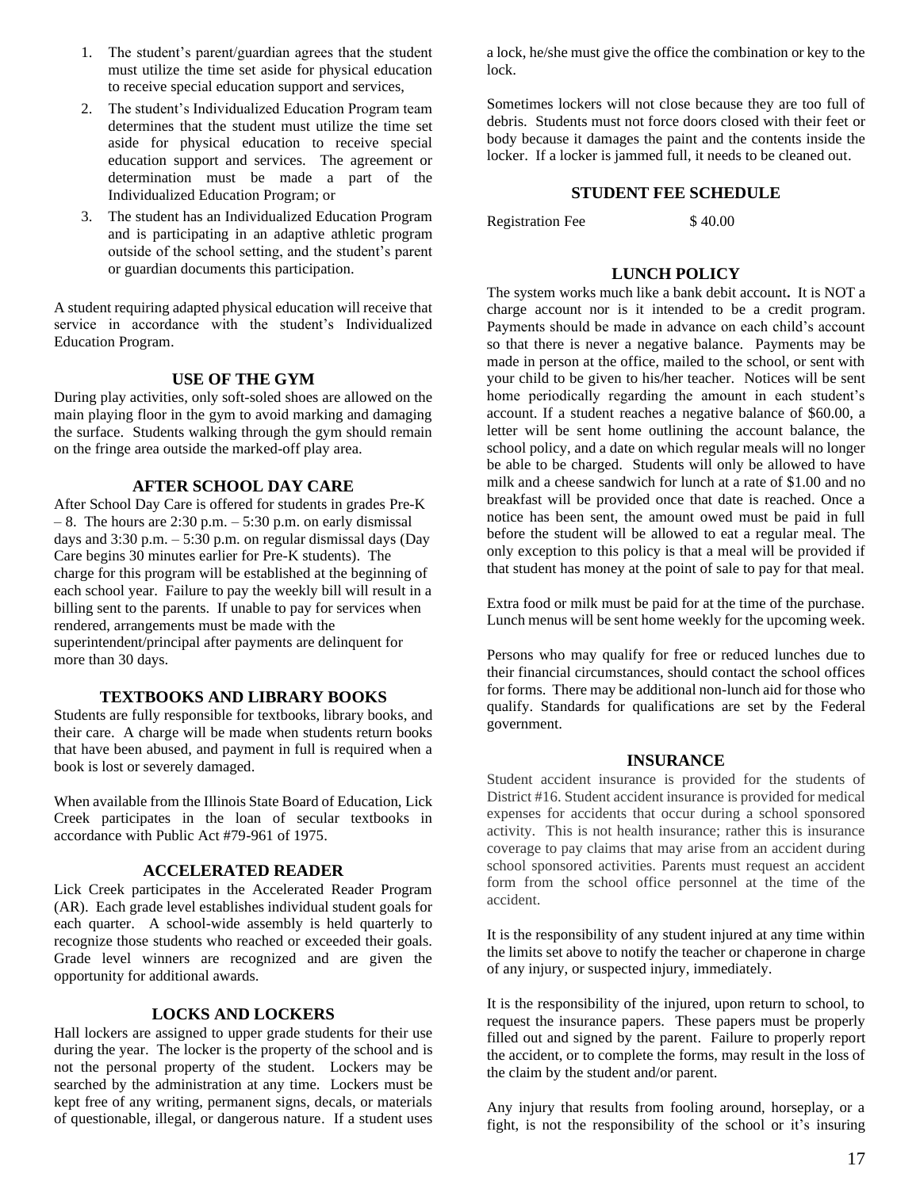1. The student's parent/guardian agrees that the student must utilize the time set aside for physical education to receive special education support and services,
2. The student's Individualized Education Program team determines that the student must utilize the time set aside for physical education to receive special education support and services. The agreement or determination must be made a part of the Individualized Education Program; or
3. The student has an Individualized Education Program and is participating in an adaptive athletic program outside of the school setting, and the student's parent or guardian documents this participation.

A student requiring adapted physical education will receive that service in accordance with the student's Individualized Education Program.

## USE OF THE GYM

During play activities, only soft-soled shoes are allowed on the main playing floor in the gym to avoid marking and damaging the surface. Students walking through the gym should remain on the fringe area outside the marked-off play area.

## AFTER SCHOOL DAY CARE

After School Day Care is offered for students in grades Pre-K – 8. The hours are 2:30 p.m. – 5:30 p.m. on early dismissal days and 3:30 p.m. – 5:30 p.m. on regular dismissal days (Day Care begins 30 minutes earlier for Pre-K students). The charge for this program will be established at the beginning of each school year. Failure to pay the weekly bill will result in a billing sent to the parents. If unable to pay for services when rendered, arrangements must be made with the superintendent/principal after payments are delinquent for more than 30 days.

## TEXTBOOKS AND LIBRARY BOOKS

Students are fully responsible for textbooks, library books, and their care. A charge will be made when students return books that have been abused, and payment in full is required when a book is lost or severely damaged.

When available from the Illinois State Board of Education, Lick Creek participates in the loan of secular textbooks in accordance with Public Act #79-961 of 1975.

## ACCELERATED READER

Lick Creek participates in the Accelerated Reader Program (AR). Each grade level establishes individual student goals for each quarter. A school-wide assembly is held quarterly to recognize those students who reached or exceeded their goals. Grade level winners are recognized and are given the opportunity for additional awards.

## LOCKS AND LOCKERS

Hall lockers are assigned to upper grade students for their use during the year. The locker is the property of the school and is not the personal property of the student. Lockers may be searched by the administration at any time. Lockers must be kept free of any writing, permanent signs, decals, or materials of questionable, illegal, or dangerous nature. If a student uses a lock, he/she must give the office the combination or key to the lock.

Sometimes lockers will not close because they are too full of debris. Students must not force doors closed with their feet or body because it damages the paint and the contents inside the locker. If a locker is jammed full, it needs to be cleaned out.

## STUDENT FEE SCHEDULE

| | |
|---|---|
| Registration Fee | $ 40.00 |

## LUNCH POLICY

The system works much like a bank debit account**.** It is NOT a charge account nor is it intended to be a credit program. Payments should be made in advance on each child's account so that there is never a negative balance. Payments may be made in person at the office, mailed to the school, or sent with your child to be given to his/her teacher. Notices will be sent home periodically regarding the amount in each student's account. If a student reaches a negative balance of $60.00, a letter will be sent home outlining the account balance, the school policy, and a date on which regular meals will no longer be able to be charged. Students will only be allowed to have milk and a cheese sandwich for lunch at a rate of $1.00 and no breakfast will be provided once that date is reached. Once a notice has been sent, the amount owed must be paid in full before the student will be allowed to eat a regular meal. The only exception to this policy is that a meal will be provided if that student has money at the point of sale to pay for that meal.

Extra food or milk must be paid for at the time of the purchase. Lunch menus will be sent home weekly for the upcoming week.

Persons who may qualify for free or reduced lunches due to their financial circumstances, should contact the school offices for forms. There may be additional non-lunch aid for those who qualify. Standards for qualifications are set by the Federal government.

## INSURANCE

Student accident insurance is provided for the students of District #16. Student accident insurance is provided for medical expenses for accidents that occur during a school sponsored activity. This is not health insurance; rather this is insurance coverage to pay claims that may arise from an accident during school sponsored activities. Parents must request an accident form from the school office personnel at the time of the accident.

It is the responsibility of any student injured at any time within the limits set above to notify the teacher or chaperone in charge of any injury, or suspected injury, immediately.

It is the responsibility of the injured, upon return to school, to request the insurance papers. These papers must be properly filled out and signed by the parent. Failure to properly report the accident, or to complete the forms, may result in the loss of the claim by the student and/or parent.

Any injury that results from fooling around, horseplay, or a fight, is not the responsibility of the school or it's insuring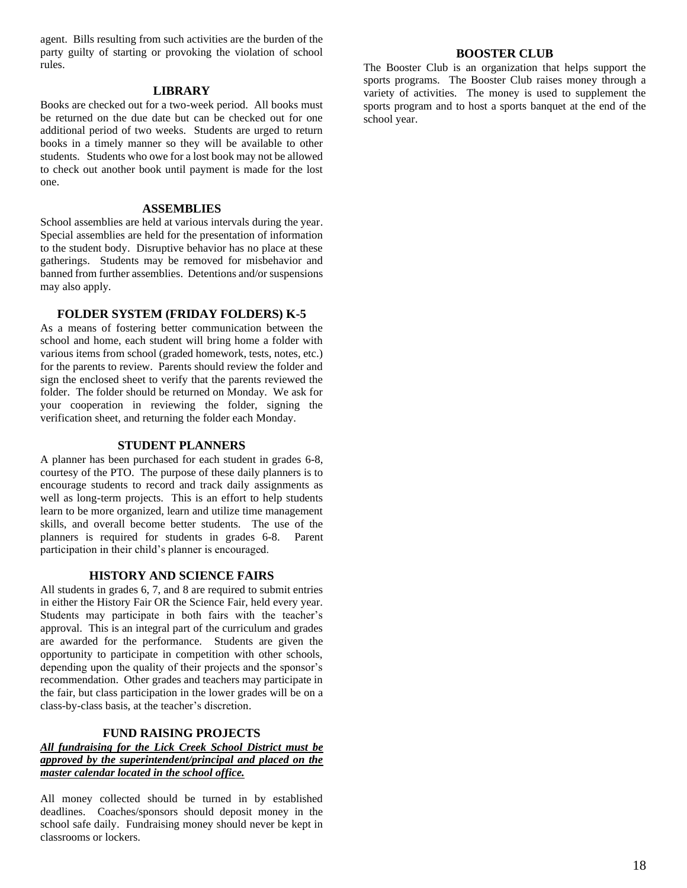agent. Bills resulting from such activities are the burden of the party guilty of starting or provoking the violation of school rules.

## LIBRARY

Books are checked out for a two-week period. All books must be returned on the due date but can be checked out for one additional period of two weeks. Students are urged to return books in a timely manner so they will be available to other students. Students who owe for a lost book may not be allowed to check out another book until payment is made for the lost one.

## ASSEMBLIES

School assemblies are held at various intervals during the year. Special assemblies are held for the presentation of information to the student body. Disruptive behavior has no place at these gatherings. Students may be removed for misbehavior and banned from further assemblies. Detentions and/or suspensions may also apply.

## FOLDER SYSTEM (FRIDAY FOLDERS) K-5

As a means of fostering better communication between the school and home, each student will bring home a folder with various items from school (graded homework, tests, notes, etc.) for the parents to review. Parents should review the folder and sign the enclosed sheet to verify that the parents reviewed the folder. The folder should be returned on Monday. We ask for your cooperation in reviewing the folder, signing the verification sheet, and returning the folder each Monday.

## STUDENT PLANNERS

A planner has been purchased for each student in grades 6-8, courtesy of the PTO. The purpose of these daily planners is to encourage students to record and track daily assignments as well as long-term projects. This is an effort to help students learn to be more organized, learn and utilize time management skills, and overall become better students. The use of the planners is required for students in grades 6-8. Parent participation in their child's planner is encouraged.

## HISTORY AND SCIENCE FAIRS

All students in grades 6, 7, and 8 are required to submit entries in either the History Fair OR the Science Fair, held every year. Students may participate in both fairs with the teacher's approval. This is an integral part of the curriculum and grades are awarded for the performance. Students are given the opportunity to participate in competition with other schools, depending upon the quality of their projects and the sponsor's recommendation. Other grades and teachers may participate in the fair, but class participation in the lower grades will be on a class-by-class basis, at the teacher's discretion.

## FUND RAISING PROJECTS

***All fundraising for the Lick Creek School District must be approved by the superintendent/principal and placed on the master calendar located in the school office.***

All money collected should be turned in by established deadlines. Coaches/sponsors should deposit money in the school safe daily. Fundraising money should never be kept in classrooms or lockers.

## BOOSTER CLUB

The Booster Club is an organization that helps support the sports programs. The Booster Club raises money through a variety of activities. The money is used to supplement the sports program and to host a sports banquet at the end of the school year.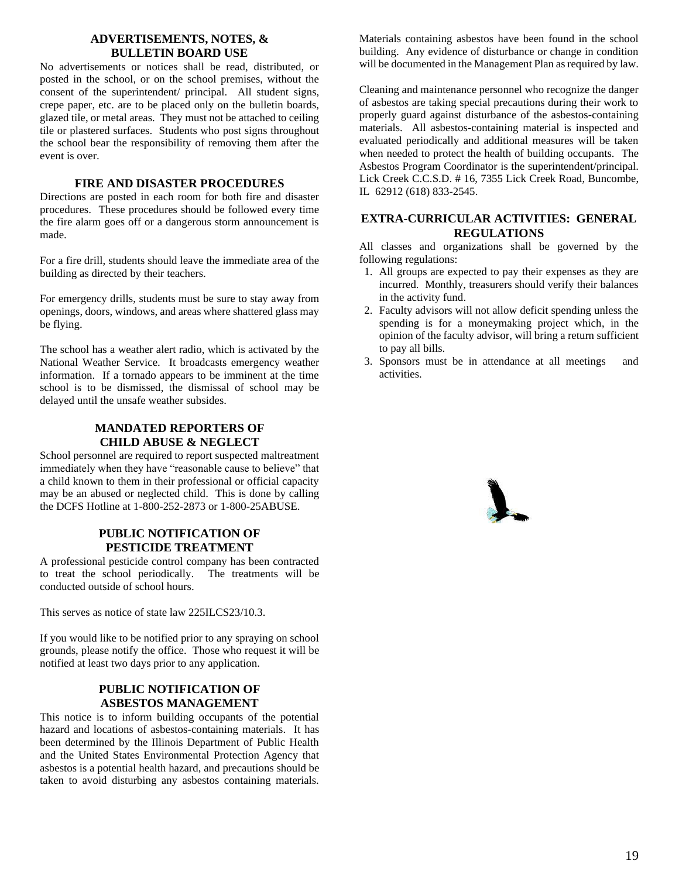## ADVERTISEMENTS, NOTES, & BULLETIN BOARD USE

No advertisements or notices shall be read, distributed, or posted in the school, or on the school premises, without the consent of the superintendent/ principal. All student signs, crepe paper, etc. are to be placed only on the bulletin boards, glazed tile, or metal areas. They must not be attached to ceiling tile or plastered surfaces. Students who post signs throughout the school bear the responsibility of removing them after the event is over.

## FIRE AND DISASTER PROCEDURES

Directions are posted in each room for both fire and disaster procedures. These procedures should be followed every time the fire alarm goes off or a dangerous storm announcement is made.

For a fire drill, students should leave the immediate area of the building as directed by their teachers.

For emergency drills, students must be sure to stay away from openings, doors, windows, and areas where shattered glass may be flying.

The school has a weather alert radio, which is activated by the National Weather Service. It broadcasts emergency weather information. If a tornado appears to be imminent at the time school is to be dismissed, the dismissal of school may be delayed until the unsafe weather subsides.

## MANDATED REPORTERS OF CHILD ABUSE & NEGLECT

School personnel are required to report suspected maltreatment immediately when they have "reasonable cause to believe" that a child known to them in their professional or official capacity may be an abused or neglected child. This is done by calling the DCFS Hotline at 1-800-252-2873 or 1-800-25ABUSE.

## PUBLIC NOTIFICATION OF PESTICIDE TREATMENT

A professional pesticide control company has been contracted to treat the school periodically. The treatments will be conducted outside of school hours.

This serves as notice of state law 225ILCS23/10.3.

If you would like to be notified prior to any spraying on school grounds, please notify the office. Those who request it will be notified at least two days prior to any application.

## PUBLIC NOTIFICATION OF ASBESTOS MANAGEMENT

This notice is to inform building occupants of the potential hazard and locations of asbestos-containing materials. It has been determined by the Illinois Department of Public Health and the United States Environmental Protection Agency that asbestos is a potential health hazard, and precautions should be taken to avoid disturbing any asbestos containing materials. Materials containing asbestos have been found in the school building. Any evidence of disturbance or change in condition will be documented in the Management Plan as required by law.

Cleaning and maintenance personnel who recognize the danger of asbestos are taking special precautions during their work to properly guard against disturbance of the asbestos-containing materials. All asbestos-containing material is inspected and evaluated periodically and additional measures will be taken when needed to protect the health of building occupants. The Asbestos Program Coordinator is the superintendent/principal. Lick Creek C.C.S.D. # 16, 7355 Lick Creek Road, Buncombe, IL 62912 (618) 833-2545.

## EXTRA-CURRICULAR ACTIVITIES: GENERAL REGULATIONS

All classes and organizations shall be governed by the following regulations:

1. All groups are expected to pay their expenses as they are incurred. Monthly, treasurers should verify their balances in the activity fund.
2. Faculty advisors will not allow deficit spending unless the spending is for a moneymaking project which, in the opinion of the faculty advisor, will bring a return sufficient to pay all bills.
3. Sponsors must be in attendance at all meetings and activities.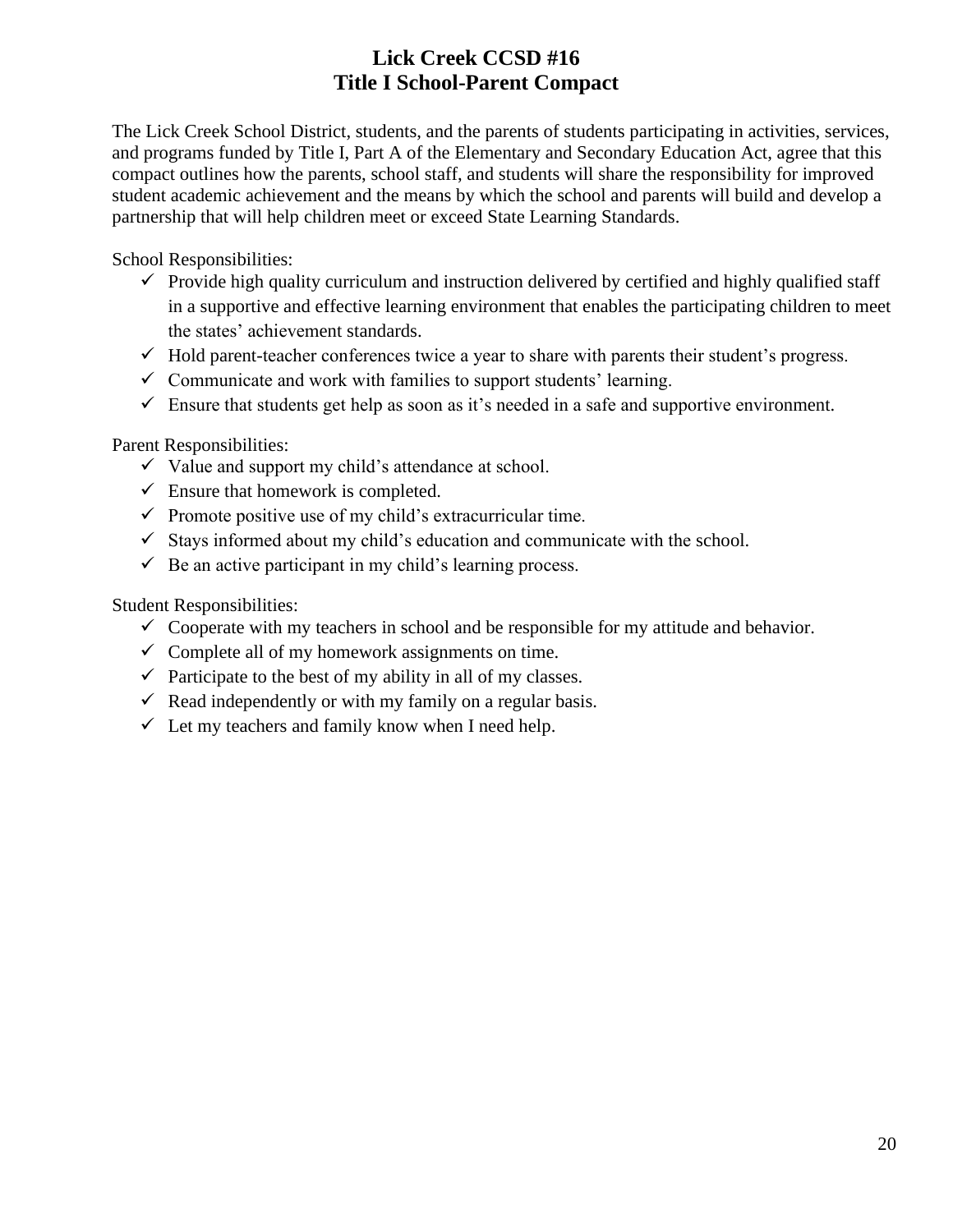# Lick Creek CCSD #16
# Title I School-Parent Compact

The Lick Creek School District, students, and the parents of students participating in activities, services, and programs funded by Title I, Part A of the Elementary and Secondary Education Act, agree that this compact outlines how the parents, school staff, and students will share the responsibility for improved student academic achievement and the means by which the school and parents will build and develop a partnership that will help children meet or exceed State Learning Standards.

School Responsibilities:

- ✓ Provide high quality curriculum and instruction delivered by certified and highly qualified staff in a supportive and effective learning environment that enables the participating children to meet the states' achievement standards.
- ✓ Hold parent-teacher conferences twice a year to share with parents their student's progress.
- ✓ Communicate and work with families to support students' learning.
- ✓ Ensure that students get help as soon as it's needed in a safe and supportive environment.

Parent Responsibilities:

- ✓ Value and support my child's attendance at school.
- ✓ Ensure that homework is completed.
- ✓ Promote positive use of my child's extracurricular time.
- ✓ Stays informed about my child's education and communicate with the school.
- ✓ Be an active participant in my child's learning process.

Student Responsibilities:

- ✓ Cooperate with my teachers in school and be responsible for my attitude and behavior.
- ✓ Complete all of my homework assignments on time.
- ✓ Participate to the best of my ability in all of my classes.
- ✓ Read independently or with my family on a regular basis.
- ✓ Let my teachers and family know when I need help.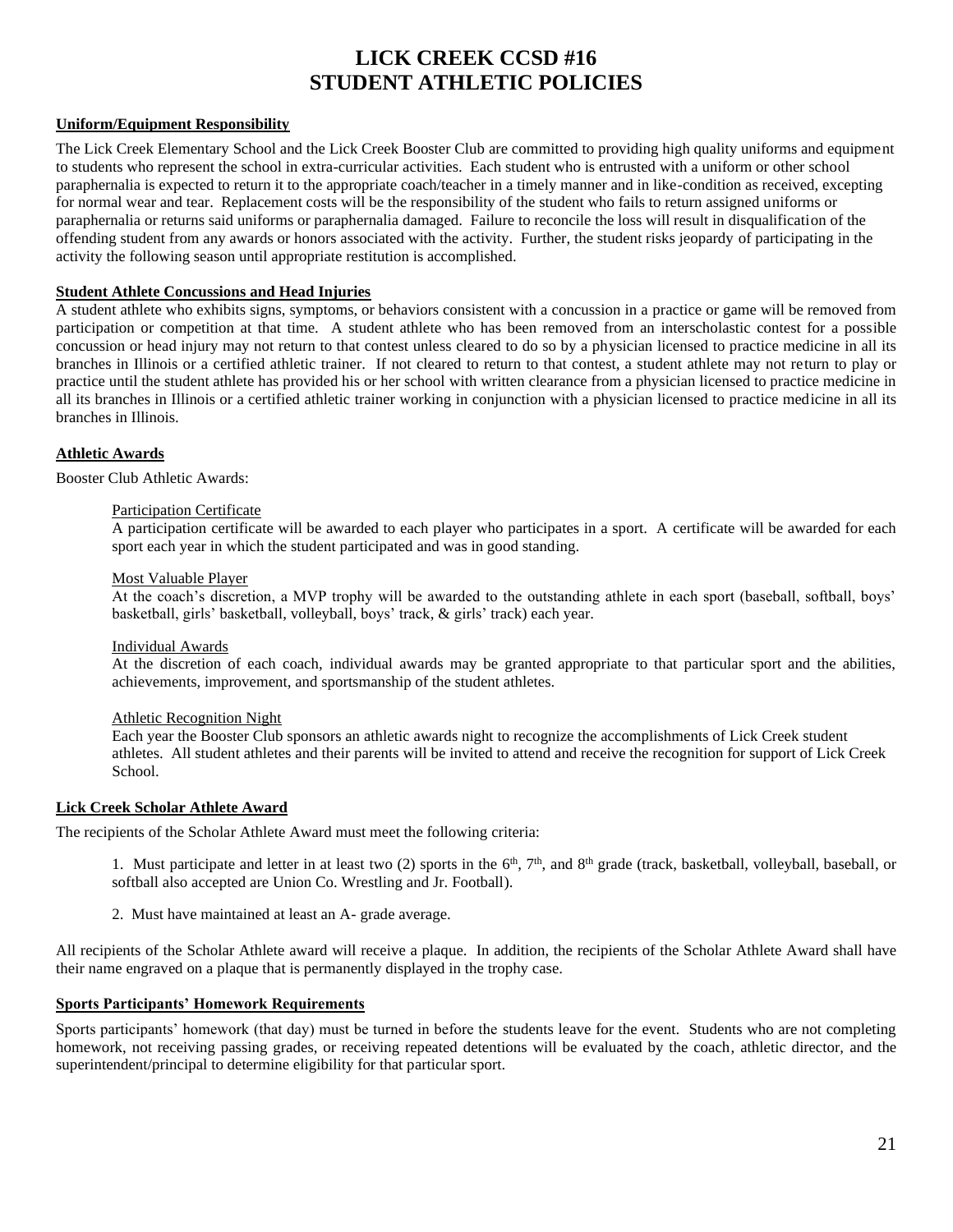# LICK CREEK CCSD #16
# STUDENT ATHLETIC POLICIES

**Uniform/Equipment Responsibility**

The Lick Creek Elementary School and the Lick Creek Booster Club are committed to providing high quality uniforms and equipment to students who represent the school in extra-curricular activities. Each student who is entrusted with a uniform or other school paraphernalia is expected to return it to the appropriate coach/teacher in a timely manner and in like-condition as received, excepting for normal wear and tear. Replacement costs will be the responsibility of the student who fails to return assigned uniforms or paraphernalia or returns said uniforms or paraphernalia damaged. Failure to reconcile the loss will result in disqualification of the offending student from any awards or honors associated with the activity. Further, the student risks jeopardy of participating in the activity the following season until appropriate restitution is accomplished.

**Student Athlete Concussions and Head Injuries**

A student athlete who exhibits signs, symptoms, or behaviors consistent with a concussion in a practice or game will be removed from participation or competition at that time. A student athlete who has been removed from an interscholastic contest for a possible concussion or head injury may not return to that contest unless cleared to do so by a physician licensed to practice medicine in all its branches in Illinois or a certified athletic trainer. If not cleared to return to that contest, a student athlete may not return to play or practice until the student athlete has provided his or her school with written clearance from a physician licensed to practice medicine in all its branches in Illinois or a certified athletic trainer working in conjunction with a physician licensed to practice medicine in all its branches in Illinois.

**Athletic Awards**

Booster Club Athletic Awards:

Participation Certificate
A participation certificate will be awarded to each player who participates in a sport. A certificate will be awarded for each sport each year in which the student participated and was in good standing.

Most Valuable Player
At the coach's discretion, a MVP trophy will be awarded to the outstanding athlete in each sport (baseball, softball, boys' basketball, girls' basketball, volleyball, boys' track, & girls' track) each year.

Individual Awards
At the discretion of each coach, individual awards may be granted appropriate to that particular sport and the abilities, achievements, improvement, and sportsmanship of the student athletes.

Athletic Recognition Night
Each year the Booster Club sponsors an athletic awards night to recognize the accomplishments of Lick Creek student athletes. All student athletes and their parents will be invited to attend and receive the recognition for support of Lick Creek School.

**Lick Creek Scholar Athlete Award**

The recipients of the Scholar Athlete Award must meet the following criteria:

1. Must participate and letter in at least two (2) sports in the 6th, 7th, and 8th grade (track, basketball, volleyball, baseball, or softball also accepted are Union Co. Wrestling and Jr. Football).

2. Must have maintained at least an A- grade average.

All recipients of the Scholar Athlete award will receive a plaque. In addition, the recipients of the Scholar Athlete Award shall have their name engraved on a plaque that is permanently displayed in the trophy case.

**Sports Participants' Homework Requirements**

Sports participants' homework (that day) must be turned in before the students leave for the event. Students who are not completing homework, not receiving passing grades, or receiving repeated detentions will be evaluated by the coach, athletic director, and the superintendent/principal to determine eligibility for that particular sport.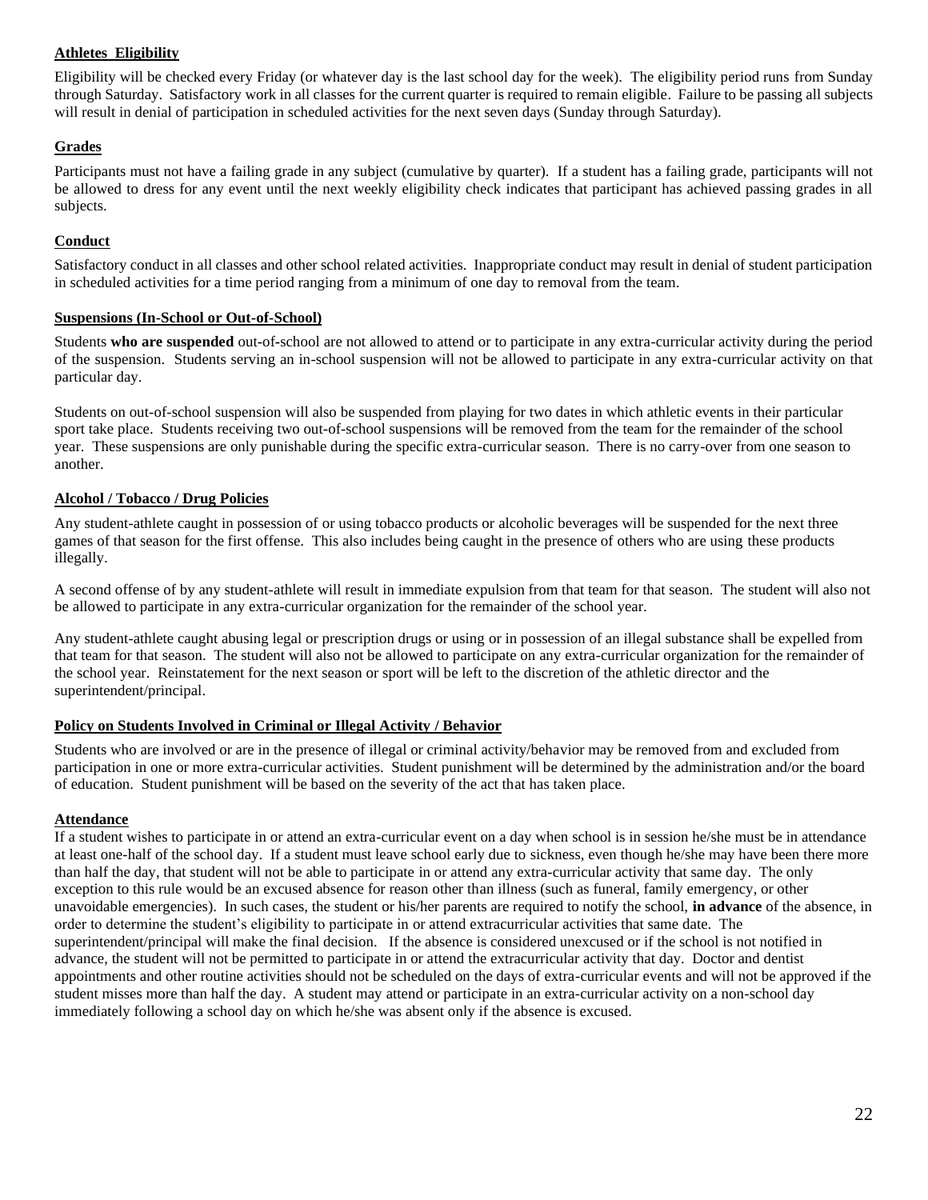## Athletes Eligibility

Eligibility will be checked every Friday (or whatever day is the last school day for the week). The eligibility period runs from Sunday through Saturday. Satisfactory work in all classes for the current quarter is required to remain eligible. Failure to be passing all subjects will result in denial of participation in scheduled activities for the next seven days (Sunday through Saturday).

## Grades

Participants must not have a failing grade in any subject (cumulative by quarter). If a student has a failing grade, participants will not be allowed to dress for any event until the next weekly eligibility check indicates that participant has achieved passing grades in all subjects.

## Conduct

Satisfactory conduct in all classes and other school related activities. Inappropriate conduct may result in denial of student participation in scheduled activities for a time period ranging from a minimum of one day to removal from the team.

## Suspensions (In-School or Out-of-School)

Students **who are suspended** out-of-school are not allowed to attend or to participate in any extra-curricular activity during the period of the suspension. Students serving an in-school suspension will not be allowed to participate in any extra-curricular activity on that particular day.

Students on out-of-school suspension will also be suspended from playing for two dates in which athletic events in their particular sport take place. Students receiving two out-of-school suspensions will be removed from the team for the remainder of the school year. These suspensions are only punishable during the specific extra-curricular season. There is no carry-over from one season to another.

## Alcohol / Tobacco / Drug Policies

Any student-athlete caught in possession of or using tobacco products or alcoholic beverages will be suspended for the next three games of that season for the first offense. This also includes being caught in the presence of others who are using these products illegally.

A second offense of by any student-athlete will result in immediate expulsion from that team for that season. The student will also not be allowed to participate in any extra-curricular organization for the remainder of the school year.

Any student-athlete caught abusing legal or prescription drugs or using or in possession of an illegal substance shall be expelled from that team for that season. The student will also not be allowed to participate on any extra-curricular organization for the remainder of the school year. Reinstatement for the next season or sport will be left to the discretion of the athletic director and the superintendent/principal.

## Policy on Students Involved in Criminal or Illegal Activity / Behavior

Students who are involved or are in the presence of illegal or criminal activity/behavior may be removed from and excluded from participation in one or more extra-curricular activities. Student punishment will be determined by the administration and/or the board of education. Student punishment will be based on the severity of the act that has taken place.

## Attendance

If a student wishes to participate in or attend an extra-curricular event on a day when school is in session he/she must be in attendance at least one-half of the school day. If a student must leave school early due to sickness, even though he/she may have been there more than half the day, that student will not be able to participate in or attend any extra-curricular activity that same day. The only exception to this rule would be an excused absence for reason other than illness (such as funeral, family emergency, or other unavoidable emergencies). In such cases, the student or his/her parents are required to notify the school, **in advance** of the absence, in order to determine the student's eligibility to participate in or attend extracurricular activities that same date. The superintendent/principal will make the final decision. If the absence is considered unexcused or if the school is not notified in advance, the student will not be permitted to participate in or attend the extracurricular activity that day. Doctor and dentist appointments and other routine activities should not be scheduled on the days of extra-curricular events and will not be approved if the student misses more than half the day. A student may attend or participate in an extra-curricular activity on a non-school day immediately following a school day on which he/she was absent only if the absence is excused.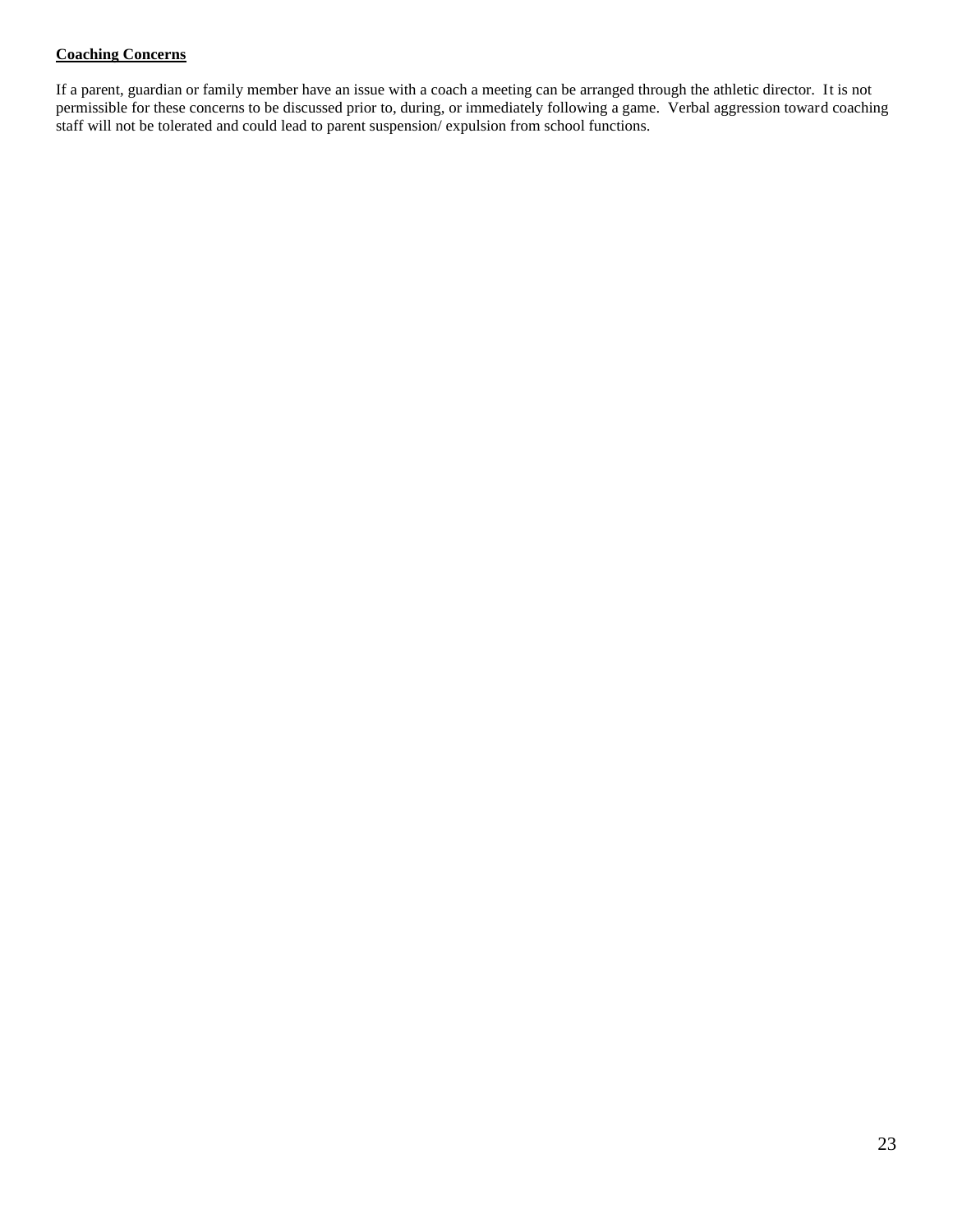**Coaching Concerns**

If a parent, guardian or family member have an issue with a coach a meeting can be arranged through the athletic director. It is not permissible for these concerns to be discussed prior to, during, or immediately following a game. Verbal aggression toward coaching staff will not be tolerated and could lead to parent suspension/ expulsion from school functions.